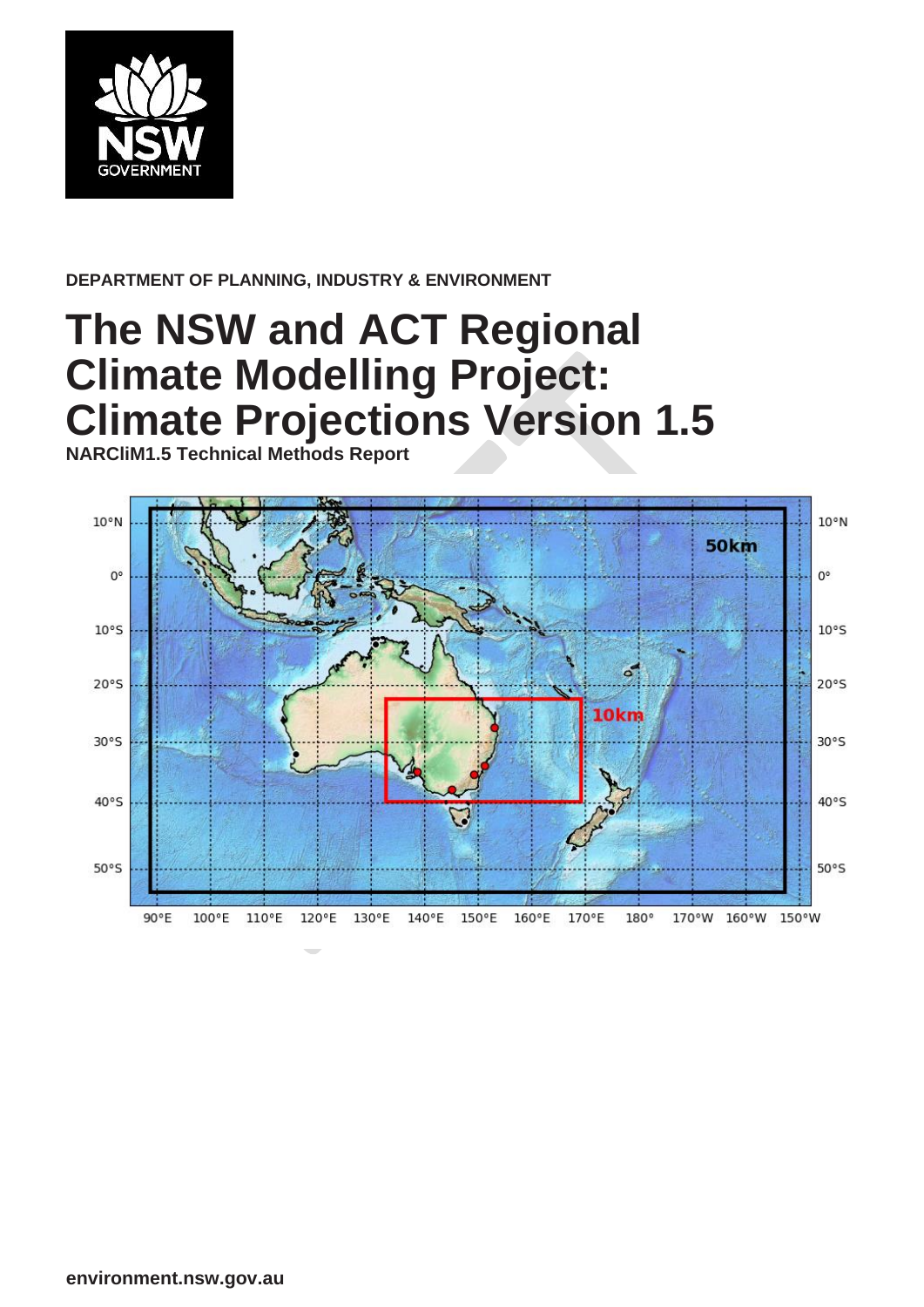DEPARTMENT OF PLANNING, INDUSTRY & ENVIRONMENT

# The NSW and ACT Regional Climate Modelling Project: Climate Projections Version 1.5

**NARCliM1.5 Technical Methods Report**

environment.nsw.gov.au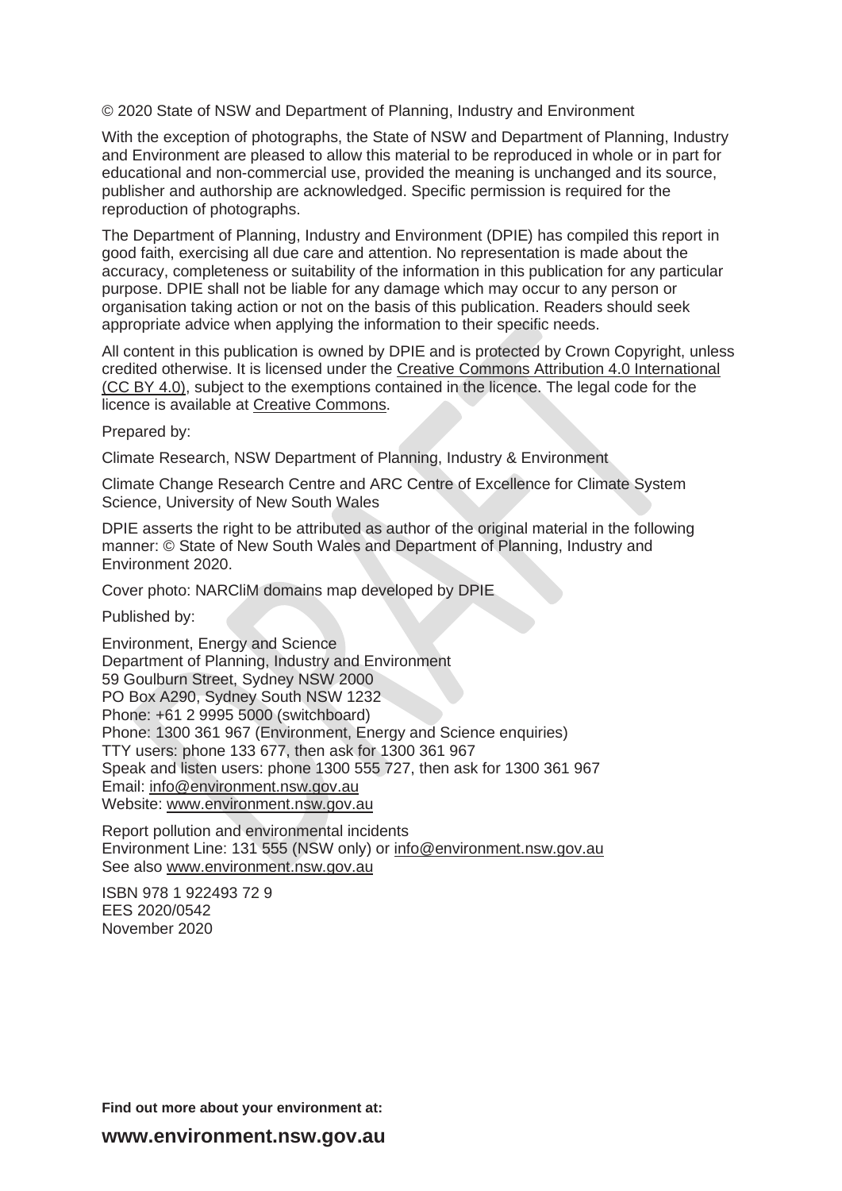© 2020 State of NSW and Department of Planning, Industry and Environment

With the exception of photographs, the State of NSW and Department of Planning, Industry and Environment are pleased to allow this material to be reproduced in whole or in part for educational and non-commercial use, provided the meaning is unchanged and its source, publisher and authorship are acknowledged. Specific permission is required for the reproduction of photographs.

The Department of Planning, Industry and Environment (DPIE) has compiled this report in good faith, exercising all due care and attention. No representation is made about the accuracy, completeness or suitability of the information in this publication for any particular purpose. DPIE shall not be liable for any damage which may occur to any person or organisation taking action or not on the basis of this publication. Readers should seek appropriate advice when applying the information to their specific needs.

All content in this publication is owned by DPIE and is protected by Crown Copyright, unless credited otherwise. It is licensed under the Creative Commons Attribution 4.0 International (CC BY 4.0), subject to the exemptions contained in the licence. The legal code for the licence is available at Creative Commons.

Prepared by:

Climate Research, NSW Department of Planning, Industry & Environment

Climate Change Research Centre and ARC Centre of Excellence for Climate System Science, University of New South Wales

DPIE asserts the right to be attributed as author of the original material in the following manner: © State of New South Wales and Department of Planning, Industry and Environment 2020.

Cover photo: NARCliM domains map developed by DPIE

Published by:

Environment, Energy and Science
Department of Planning, Industry and Environment
59 Goulburn Street, Sydney NSW 2000
PO Box A290, Sydney South NSW 1232
Phone: +61 2 9995 5000 (switchboard)
Phone: 1300 361 967 (Environment, Energy and Science enquiries)
TTY users: phone 133 677, then ask for 1300 361 967
Speak and listen users: phone 1300 555 727, then ask for 1300 361 967
Email: info@environment.nsw.gov.au
Website: www.environment.nsw.gov.au

Report pollution and environmental incidents
Environment Line: 131 555 (NSW only) or info@environment.nsw.gov.au
See also www.environment.nsw.gov.au

ISBN 978 1 922493 72 9
EES 2020/0542
November 2020

**Find out more about your environment at:**

**www.environment.nsw.gov.au**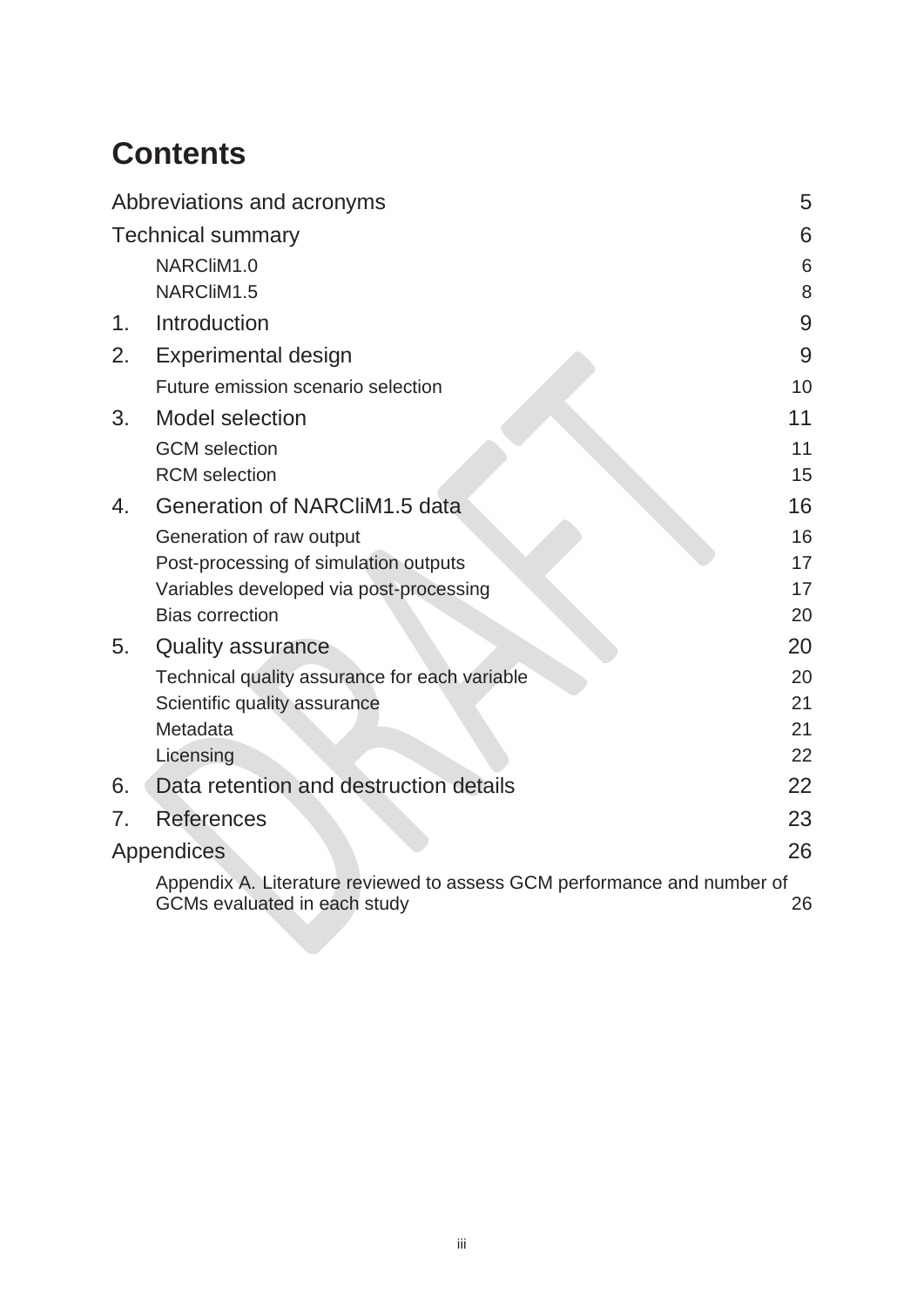# Contents

| | |
|---|---|
| Abbreviations and acronyms | 5 |
| Technical summary | 6 |
| NARCliM1.0 | 6 |
| NARCliM1.5 | 8 |
| 1. Introduction | 9 |
| 2. Experimental design | 9 |
| Future emission scenario selection | 10 |
| 3. Model selection | 11 |
| GCM selection | 11 |
| RCM selection | 15 |
| 4. Generation of NARCliM1.5 data | 16 |
| Generation of raw output | 16 |
| Post-processing of simulation outputs | 17 |
| Variables developed via post-processing | 17 |
| Bias correction | 20 |
| 5. Quality assurance | 20 |
| Technical quality assurance for each variable | 20 |
| Scientific quality assurance | 21 |
| Metadata | 21 |
| Licensing | 22 |
| 6. Data retention and destruction details | 22 |
| 7. References | 23 |
| Appendices | 26 |
| Appendix A. Literature reviewed to assess GCM performance and number of GCMs evaluated in each study | 26 |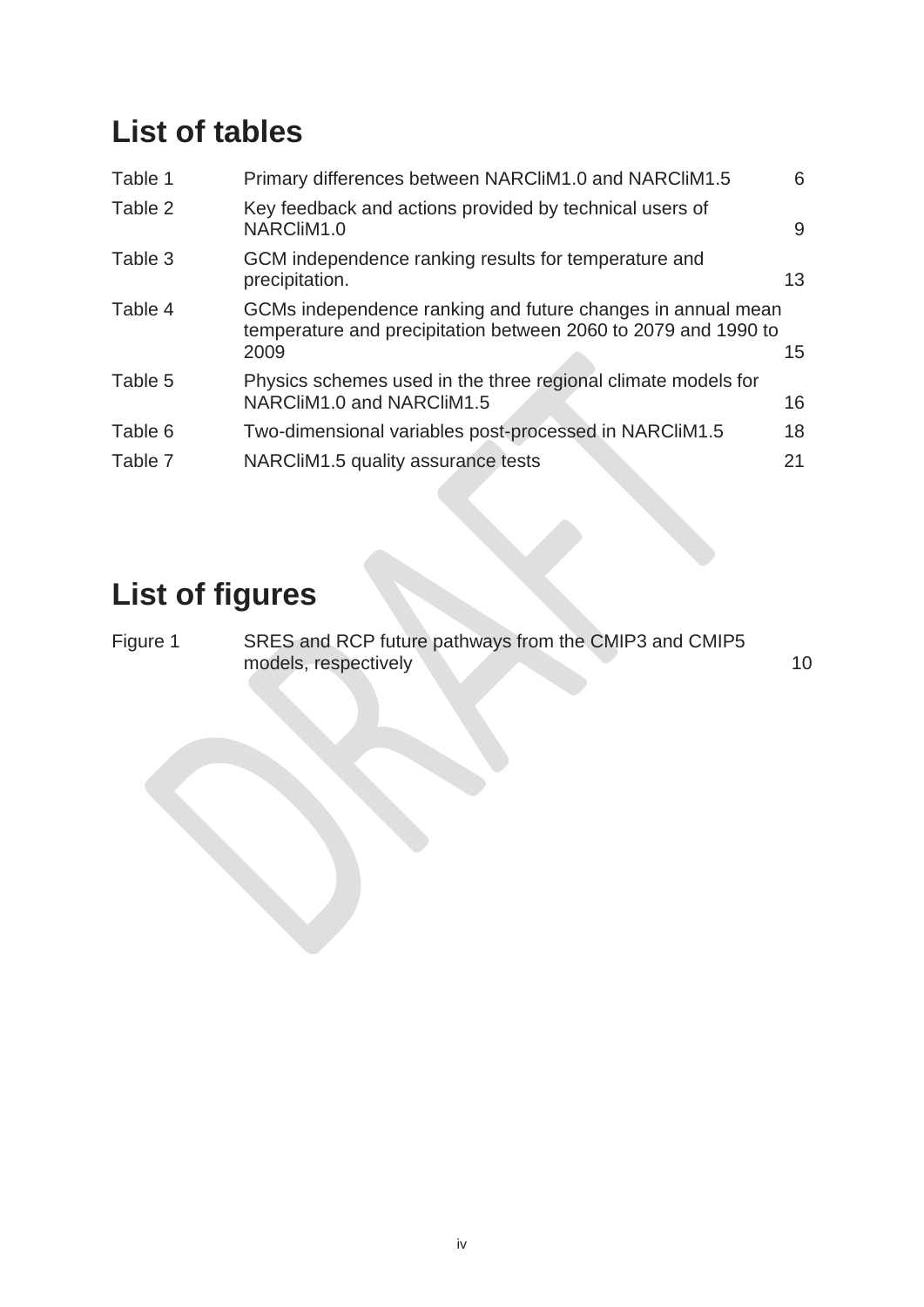# List of tables

| | | |
|---|---|---|
| Table 1 | Primary differences between NARCliM1.0 and NARCliM1.5 | 6 |
| Table 2 | Key feedback and actions provided by technical users of NARCliM1.0 | 9 |
| Table 3 | GCM independence ranking results for temperature and precipitation. | 13 |
| Table 4 | GCMs independence ranking and future changes in annual mean temperature and precipitation between 2060 to 2079 and 1990 to 2009 | 15 |
| Table 5 | Physics schemes used in the three regional climate models for NARCliM1.0 and NARCliM1.5 | 16 |
| Table 6 | Two-dimensional variables post-processed in NARCliM1.5 | 18 |
| Table 7 | NARCliM1.5 quality assurance tests | 21 |

# List of figures

| | | |
|---|---|---|
| Figure 1 | SRES and RCP future pathways from the CMIP3 and CMIP5 models, respectively | 10 |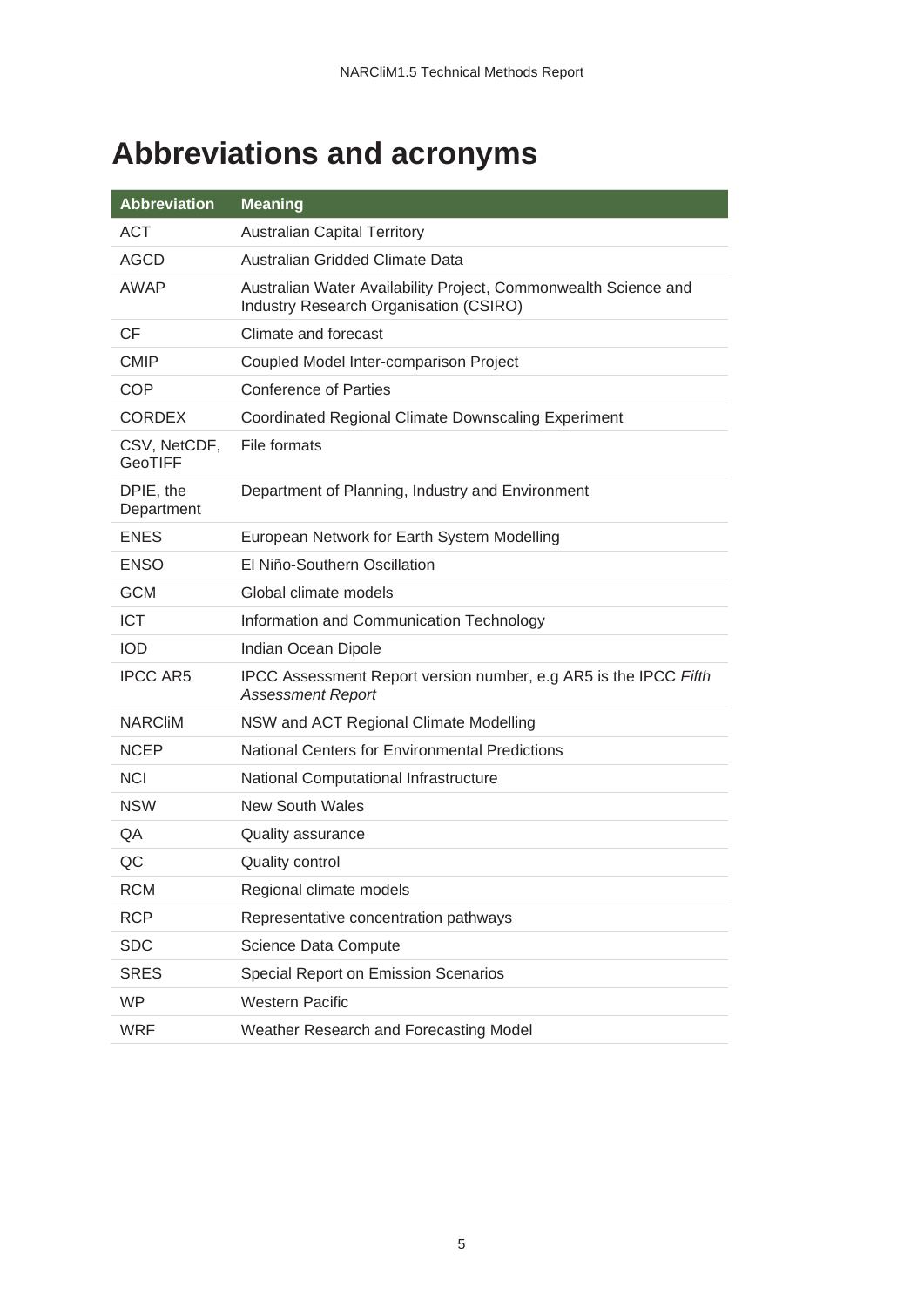# Abbreviations and acronyms

| Abbreviation | Meaning |
| --- | --- |
| ACT | Australian Capital Territory |
| AGCD | Australian Gridded Climate Data |
| AWAP | Australian Water Availability Project, Commonwealth Science and Industry Research Organisation (CSIRO) |
| CF | Climate and forecast |
| CMIP | Coupled Model Inter-comparison Project |
| COP | Conference of Parties |
| CORDEX | Coordinated Regional Climate Downscaling Experiment |
| CSV, NetCDF, GeoTIFF | File formats |
| DPIE, the Department | Department of Planning, Industry and Environment |
| ENES | European Network for Earth System Modelling |
| ENSO | El Niño-Southern Oscillation |
| GCM | Global climate models |
| ICT | Information and Communication Technology |
| IOD | Indian Ocean Dipole |
| IPCC AR5 | IPCC Assessment Report version number, e.g AR5 is the IPCC *Fifth Assessment Report* |
| NARCliM | NSW and ACT Regional Climate Modelling |
| NCEP | National Centers for Environmental Predictions |
| NCI | National Computational Infrastructure |
| NSW | New South Wales |
| QA | Quality assurance |
| QC | Quality control |
| RCM | Regional climate models |
| RCP | Representative concentration pathways |
| SDC | Science Data Compute |
| SRES | Special Report on Emission Scenarios |
| WP | Western Pacific |
| WRF | Weather Research and Forecasting Model |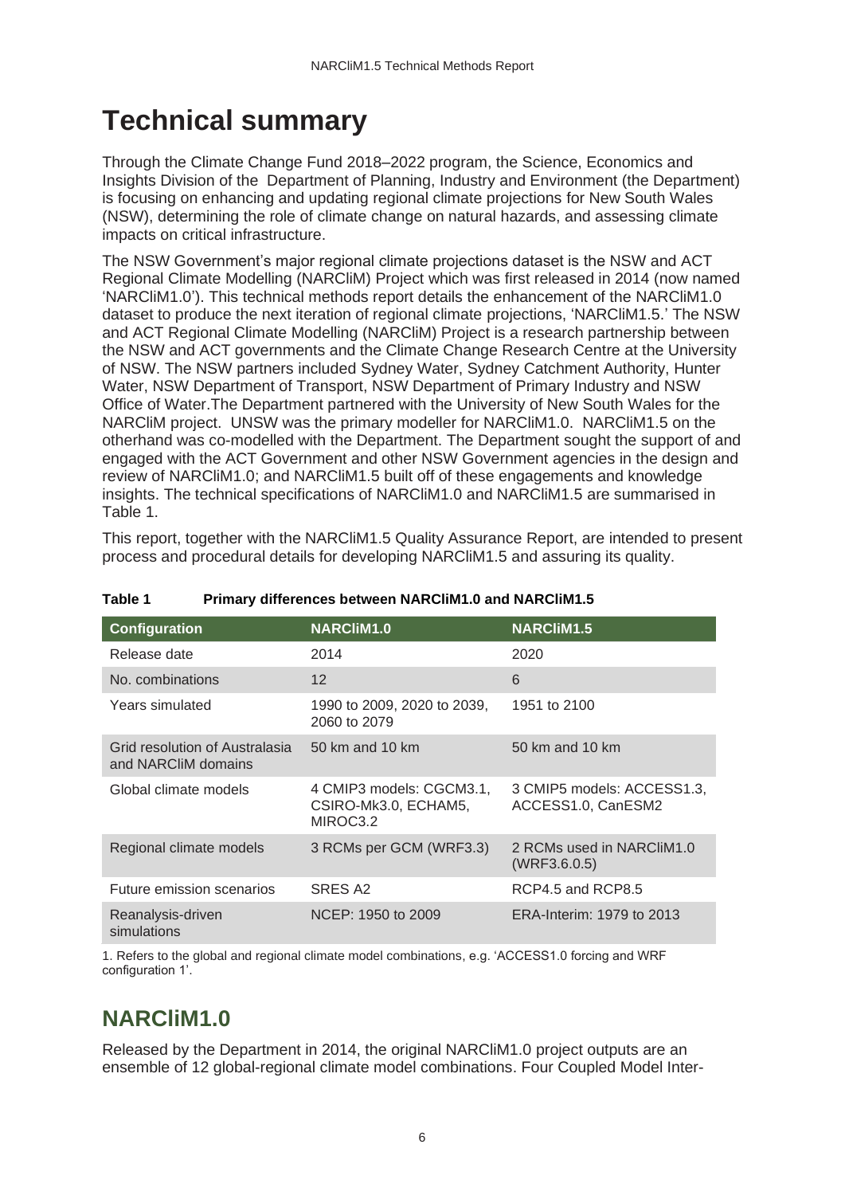# Technical summary

Through the Climate Change Fund 2018–2022 program, the Science, Economics and Insights Division of the  Department of Planning, Industry and Environment (the Department) is focusing on enhancing and updating regional climate projections for New South Wales (NSW), determining the role of climate change on natural hazards, and assessing climate impacts on critical infrastructure.

The NSW Government's major regional climate projections dataset is the NSW and ACT Regional Climate Modelling (NARCliM) Project which was first released in 2014 (now named 'NARCliM1.0'). This technical methods report details the enhancement of the NARCliM1.0 dataset to produce the next iteration of regional climate projections, 'NARCliM1.5.' The NSW and ACT Regional Climate Modelling (NARCliM) Project is a research partnership between the NSW and ACT governments and the Climate Change Research Centre at the University of NSW. The NSW partners included Sydney Water, Sydney Catchment Authority, Hunter Water, NSW Department of Transport, NSW Department of Primary Industry and NSW Office of Water.The Department partnered with the University of New South Wales for the NARCliM project.  UNSW was the primary modeller for NARCliM1.0.  NARCliM1.5 on the otherhand was co-modelled with the Department. The Department sought the support of and engaged with the ACT Government and other NSW Government agencies in the design and review of NARCliM1.0; and NARCliM1.5 built off of these engagements and knowledge insights. The technical specifications of NARCliM1.0 and NARCliM1.5 are summarised in Table 1.

This report, together with the NARCliM1.5 Quality Assurance Report, are intended to present process and procedural details for developing NARCliM1.5 and assuring its quality.

**Table 1 Primary differences between NARCliM1.0 and NARCliM1.5**

| Configuration | NARCliM1.0 | NARCliM1.5 |
|---|---|---|
| Release date | 2014 | 2020 |
| No. combinations | 12 | 6 |
| Years simulated | 1990 to 2009, 2020 to 2039, 2060 to 2079 | 1951 to 2100 |
| Grid resolution of Australasia and NARCliM domains | 50 km and 10 km | 50 km and 10 km |
| Global climate models | 4 CMIP3 models: CGCM3.1, CSIRO-Mk3.0, ECHAM5, MIROC3.2 | 3 CMIP5 models: ACCESS1.3, ACCESS1.0, CanESM2 |
| Regional climate models | 3 RCMs per GCM (WRF3.3) | 2 RCMs used in NARCliM1.0 (WRF3.6.0.5) |
| Future emission scenarios | SRES A2 | RCP4.5 and RCP8.5 |
| Reanalysis-driven simulations | NCEP: 1950 to 2009 | ERA-Interim: 1979 to 2013 |

1. Refers to the global and regional climate model combinations, e.g. 'ACCESS1.0 forcing and WRF configuration 1'.

## NARCliM1.0

Released by the Department in 2014, the original NARCliM1.0 project outputs are an ensemble of 12 global-regional climate model combinations. Four Coupled Model Inter-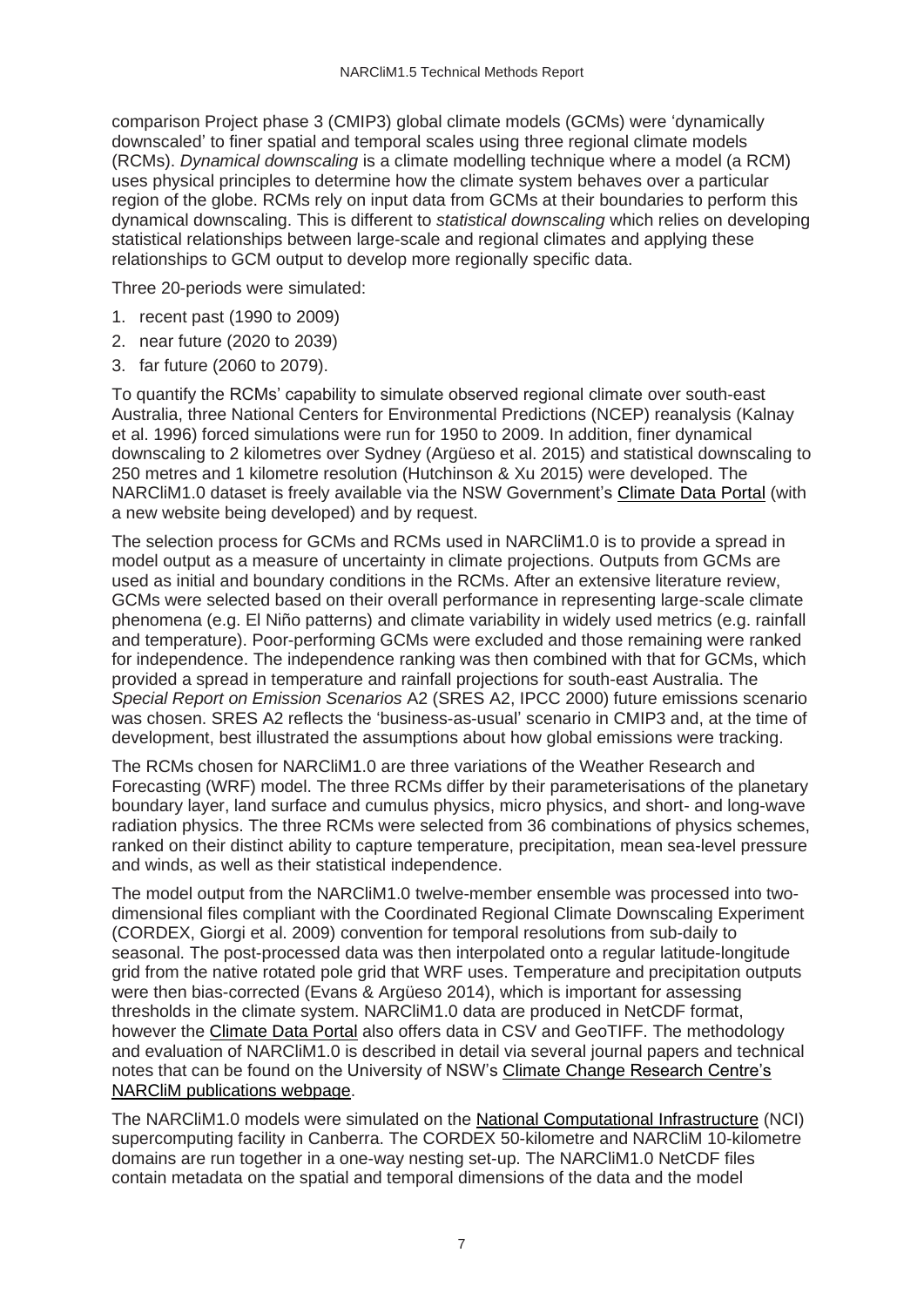comparison Project phase 3 (CMIP3) global climate models (GCMs) were 'dynamically downscaled' to finer spatial and temporal scales using three regional climate models (RCMs). *Dynamical downscaling* is a climate modelling technique where a model (a RCM) uses physical principles to determine how the climate system behaves over a particular region of the globe. RCMs rely on input data from GCMs at their boundaries to perform this dynamical downscaling. This is different to *statistical downscaling* which relies on developing statistical relationships between large-scale and regional climates and applying these relationships to GCM output to develop more regionally specific data.

Three 20-periods were simulated:

1. recent past (1990 to 2009)
2. near future (2020 to 2039)
3. far future (2060 to 2079).

To quantify the RCMs' capability to simulate observed regional climate over south-east Australia, three National Centers for Environmental Predictions (NCEP) reanalysis (Kalnay et al. 1996) forced simulations were run for 1950 to 2009. In addition, finer dynamical downscaling to 2 kilometres over Sydney (Argüeso et al. 2015) and statistical downscaling to 250 metres and 1 kilometre resolution (Hutchinson & Xu 2015) were developed. The NARCliM1.0 dataset is freely available via the NSW Government's [Climate Data Portal] (with a new website being developed) and by request.

The selection process for GCMs and RCMs used in NARCliM1.0 is to provide a spread in model output as a measure of uncertainty in climate projections. Outputs from GCMs are used as initial and boundary conditions in the RCMs. After an extensive literature review, GCMs were selected based on their overall performance in representing large-scale climate phenomena (e.g. El Niño patterns) and climate variability in widely used metrics (e.g. rainfall and temperature). Poor-performing GCMs were excluded and those remaining were ranked for independence. The independence ranking was then combined with that for GCMs, which provided a spread in temperature and rainfall projections for south-east Australia. The *Special Report on Emission Scenarios* A2 (SRES A2, IPCC 2000) future emissions scenario was chosen. SRES A2 reflects the 'business-as-usual' scenario in CMIP3 and, at the time of development, best illustrated the assumptions about how global emissions were tracking.

The RCMs chosen for NARCliM1.0 are three variations of the Weather Research and Forecasting (WRF) model. The three RCMs differ by their parameterisations of the planetary boundary layer, land surface and cumulus physics, micro physics, and short- and long-wave radiation physics. The three RCMs were selected from 36 combinations of physics schemes, ranked on their distinct ability to capture temperature, precipitation, mean sea-level pressure and winds, as well as their statistical independence.

The model output from the NARCliM1.0 twelve-member ensemble was processed into two-dimensional files compliant with the Coordinated Regional Climate Downscaling Experiment (CORDEX, Giorgi et al. 2009) convention for temporal resolutions from sub-daily to seasonal. The post-processed data was then interpolated onto a regular latitude-longitude grid from the native rotated pole grid that WRF uses. Temperature and precipitation outputs were then bias-corrected (Evans & Argüeso 2014), which is important for assessing thresholds in the climate system. NARCliM1.0 data are produced in NetCDF format, however the [Climate Data Portal] also offers data in CSV and GeoTIFF. The methodology and evaluation of NARCliM1.0 is described in detail via several journal papers and technical notes that can be found on the University of NSW's [Climate Change Research Centre's NARCliM publications webpage].

The NARCliM1.0 models were simulated on the [National Computational Infrastructure] (NCI) supercomputing facility in Canberra. The CORDEX 50-kilometre and NARCliM 10-kilometre domains are run together in a one-way nesting set-up. The NARCliM1.0 NetCDF files contain metadata on the spatial and temporal dimensions of the data and the model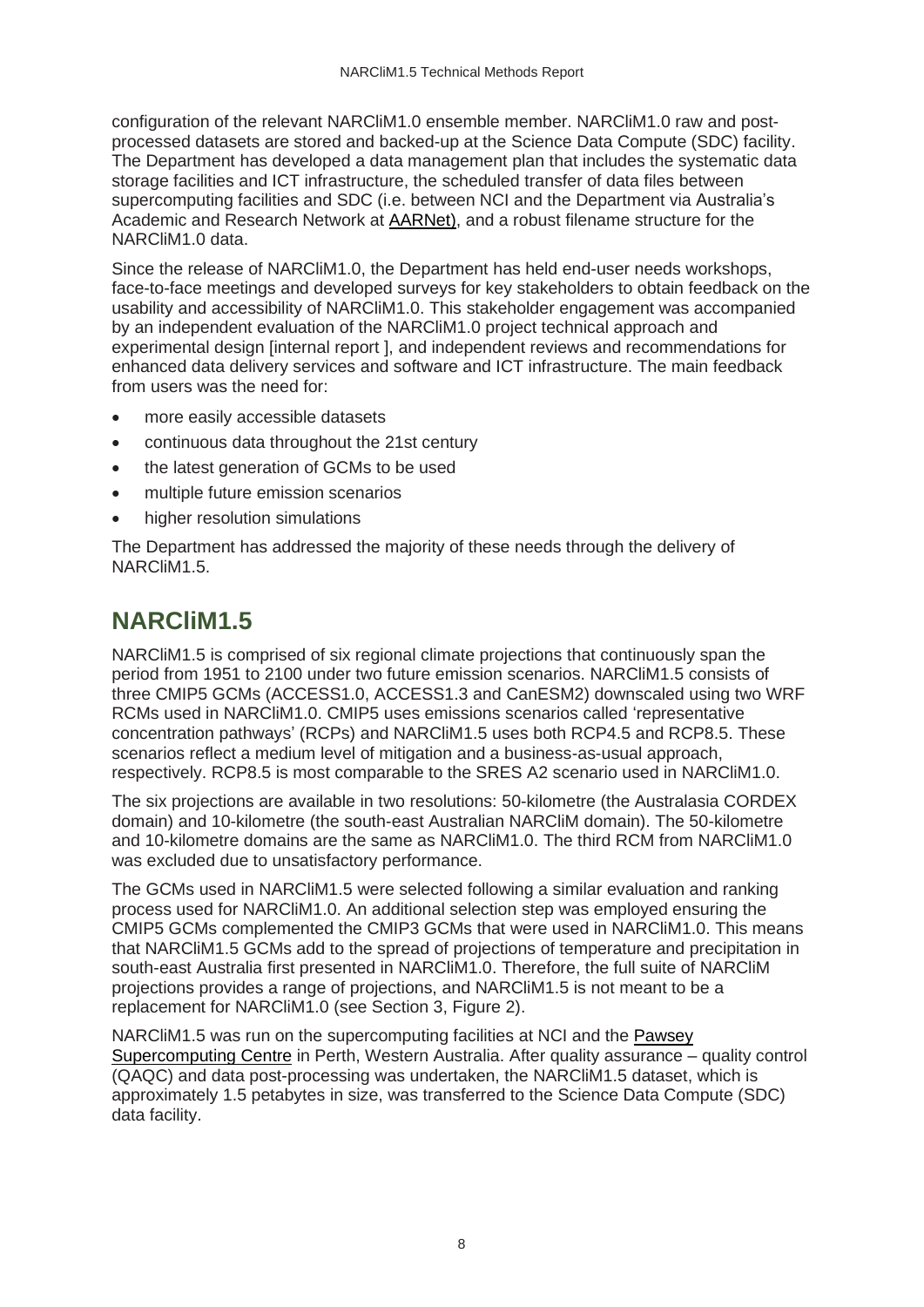configuration of the relevant NARCliM1.0 ensemble member. NARCliM1.0 raw and post-processed datasets are stored and backed-up at the Science Data Compute (SDC) facility. The Department has developed a data management plan that includes the systematic data storage facilities and ICT infrastructure, the scheduled transfer of data files between supercomputing facilities and SDC (i.e. between NCI and the Department via Australia's Academic and Research Network at AARNet), and a robust filename structure for the NARCliM1.0 data.

Since the release of NARCliM1.0, the Department has held end-user needs workshops, face-to-face meetings and developed surveys for key stakeholders to obtain feedback on the usability and accessibility of NARCliM1.0. This stakeholder engagement was accompanied by an independent evaluation of the NARCliM1.0 project technical approach and experimental design [internal report ], and independent reviews and recommendations for enhanced data delivery services and software and ICT infrastructure. The main feedback from users was the need for:

- more easily accessible datasets
- continuous data throughout the 21st century
- the latest generation of GCMs to be used
- multiple future emission scenarios
- higher resolution simulations

The Department has addressed the majority of these needs through the delivery of NARCliM1.5.

## NARCliM1.5

NARCliM1.5 is comprised of six regional climate projections that continuously span the period from 1951 to 2100 under two future emission scenarios. NARCliM1.5 consists of three CMIP5 GCMs (ACCESS1.0, ACCESS1.3 and CanESM2) downscaled using two WRF RCMs used in NARCliM1.0. CMIP5 uses emissions scenarios called 'representative concentration pathways' (RCPs) and NARCliM1.5 uses both RCP4.5 and RCP8.5. These scenarios reflect a medium level of mitigation and a business-as-usual approach, respectively. RCP8.5 is most comparable to the SRES A2 scenario used in NARCliM1.0.

The six projections are available in two resolutions: 50-kilometre (the Australasia CORDEX domain) and 10-kilometre (the south-east Australian NARCliM domain). The 50-kilometre and 10-kilometre domains are the same as NARCliM1.0. The third RCM from NARCliM1.0 was excluded due to unsatisfactory performance.

The GCMs used in NARCliM1.5 were selected following a similar evaluation and ranking process used for NARCliM1.0. An additional selection step was employed ensuring the CMIP5 GCMs complemented the CMIP3 GCMs that were used in NARCliM1.0. This means that NARCliM1.5 GCMs add to the spread of projections of temperature and precipitation in south-east Australia first presented in NARCliM1.0. Therefore, the full suite of NARCliM projections provides a range of projections, and NARCliM1.5 is not meant to be a replacement for NARCliM1.0 (see Section 3, Figure 2).

NARCliM1.5 was run on the supercomputing facilities at NCI and the Pawsey Supercomputing Centre in Perth, Western Australia. After quality assurance – quality control (QAQC) and data post-processing was undertaken, the NARCliM1.5 dataset, which is approximately 1.5 petabytes in size, was transferred to the Science Data Compute (SDC) data facility.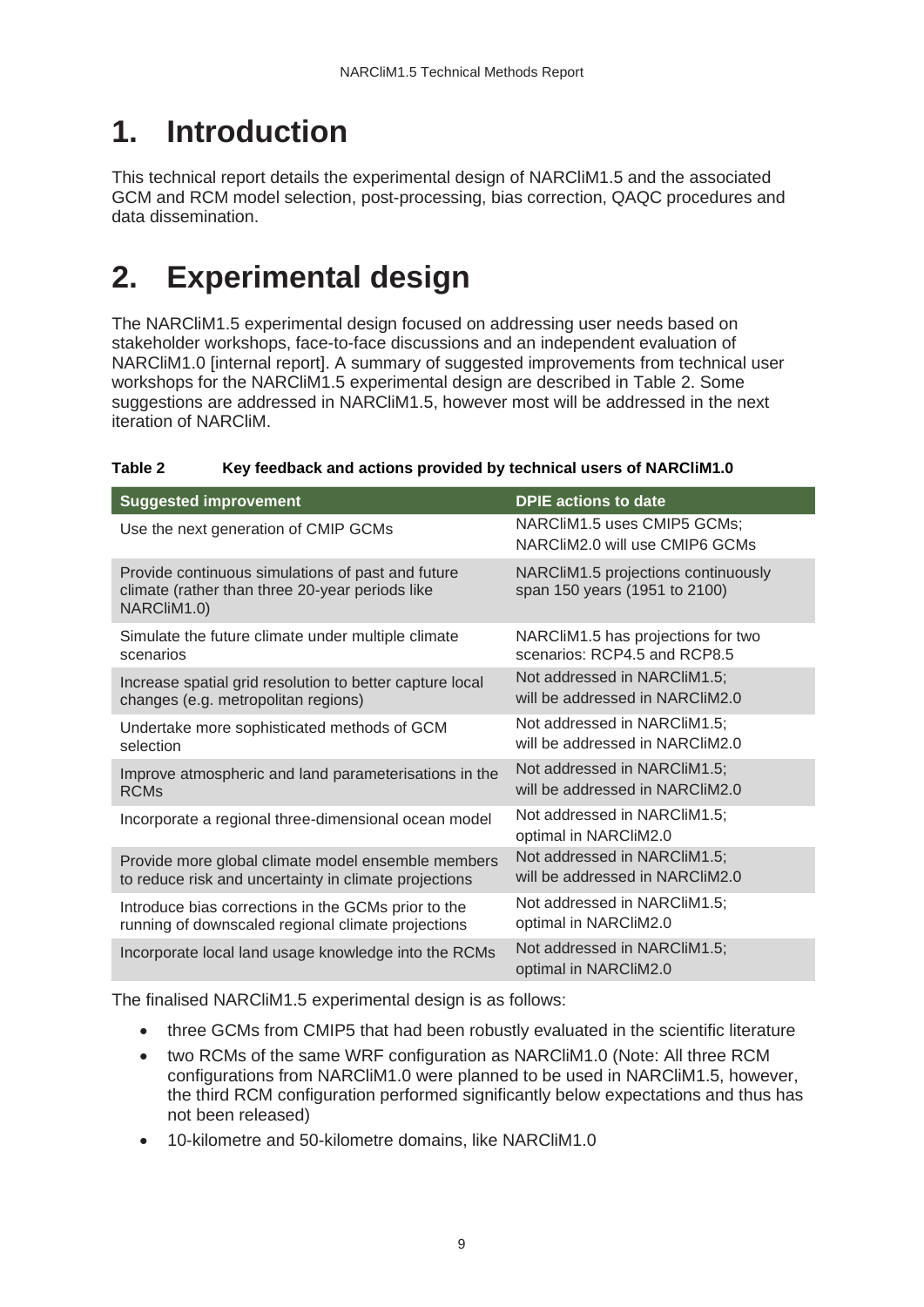# 1. Introduction

This technical report details the experimental design of NARCliM1.5 and the associated GCM and RCM model selection, post-processing, bias correction, QAQC procedures and data dissemination.

# 2. Experimental design

The NARCliM1.5 experimental design focused on addressing user needs based on stakeholder workshops, face-to-face discussions and an independent evaluation of NARCliM1.0 [internal report]. A summary of suggested improvements from technical user workshops for the NARCliM1.5 experimental design are described in Table 2. Some suggestions are addressed in NARCliM1.5, however most will be addressed in the next iteration of NARCliM.

**Table 2 Key feedback and actions provided by technical users of NARCliM1.0**

| Suggested improvement | DPIE actions to date |
|---|---|
| Use the next generation of CMIP GCMs | NARCliM1.5 uses CMIP5 GCMs; NARCliM2.0 will use CMIP6 GCMs |
| Provide continuous simulations of past and future climate (rather than three 20-year periods like NARCliM1.0) | NARCliM1.5 projections continuously span 150 years (1951 to 2100) |
| Simulate the future climate under multiple climate scenarios | NARCliM1.5 has projections for two scenarios: RCP4.5 and RCP8.5 |
| Increase spatial grid resolution to better capture local changes (e.g. metropolitan regions) | Not addressed in NARCliM1.5; will be addressed in NARCliM2.0 |
| Undertake more sophisticated methods of GCM selection | Not addressed in NARCliM1.5; will be addressed in NARCliM2.0 |
| Improve atmospheric and land parameterisations in the RCMs | Not addressed in NARCliM1.5; will be addressed in NARCliM2.0 |
| Incorporate a regional three-dimensional ocean model | Not addressed in NARCliM1.5; optimal in NARCliM2.0 |
| Provide more global climate model ensemble members to reduce risk and uncertainty in climate projections | Not addressed in NARCliM1.5; will be addressed in NARCliM2.0 |
| Introduce bias corrections in the GCMs prior to the running of downscaled regional climate projections | Not addressed in NARCliM1.5; optimal in NARCliM2.0 |
| Incorporate local land usage knowledge into the RCMs | Not addressed in NARCliM1.5; optimal in NARCliM2.0 |

The finalised NARCliM1.5 experimental design is as follows:

- three GCMs from CMIP5 that had been robustly evaluated in the scientific literature
- two RCMs of the same WRF configuration as NARCliM1.0 (Note: All three RCM configurations from NARCliM1.0 were planned to be used in NARCliM1.5, however, the third RCM configuration performed significantly below expectations and thus has not been released)
- 10-kilometre and 50-kilometre domains, like NARCliM1.0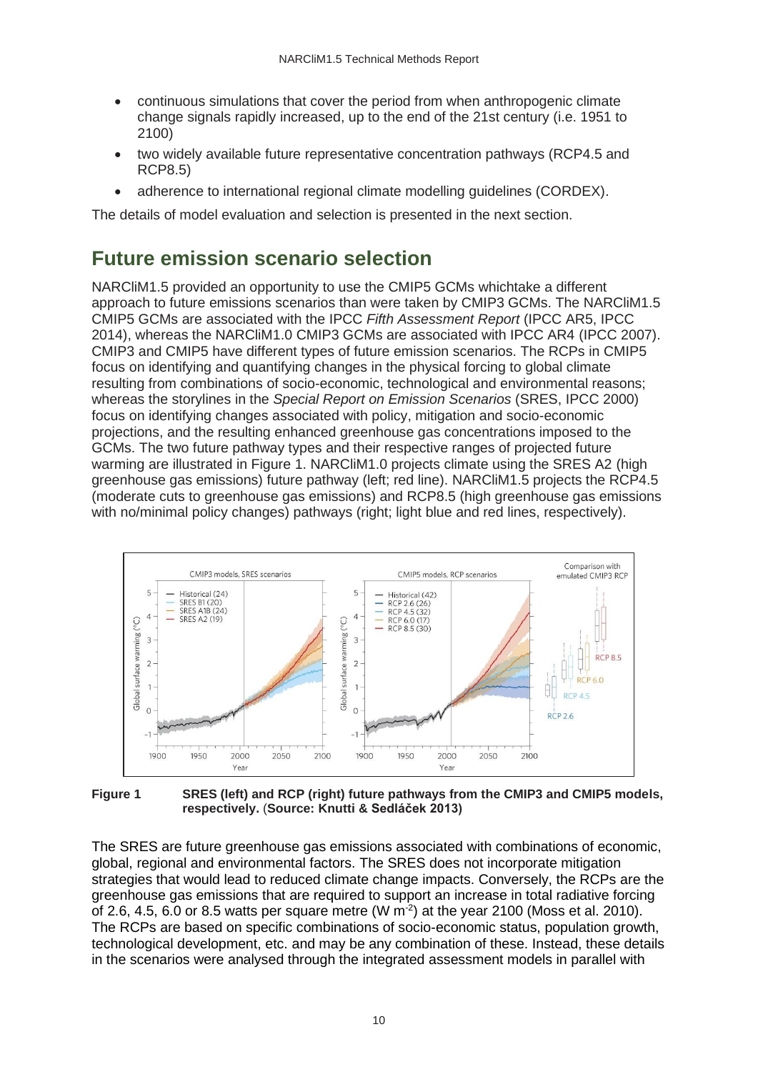- continuous simulations that cover the period from when anthropogenic climate change signals rapidly increased, up to the end of the 21st century (i.e. 1951 to 2100)
- two widely available future representative concentration pathways (RCP4.5 and RCP8.5)
- adherence to international regional climate modelling guidelines (CORDEX).

The details of model evaluation and selection is presented in the next section.

## Future emission scenario selection

NARCliM1.5 provided an opportunity to use the CMIP5 GCMs whichtake a different approach to future emissions scenarios than were taken by CMIP3 GCMs. The NARCliM1.5 CMIP5 GCMs are associated with the IPCC *Fifth Assessment Report* (IPCC AR5, IPCC 2014), whereas the NARCliM1.0 CMIP3 GCMs are associated with IPCC AR4 (IPCC 2007). CMIP3 and CMIP5 have different types of future emission scenarios. The RCPs in CMIP5 focus on identifying and quantifying changes in the physical forcing to global climate resulting from combinations of socio-economic, technological and environmental reasons; whereas the storylines in the *Special Report on Emission Scenarios* (SRES, IPCC 2000) focus on identifying changes associated with policy, mitigation and socio-economic projections, and the resulting enhanced greenhouse gas concentrations imposed to the GCMs. The two future pathway types and their respective ranges of projected future warming are illustrated in Figure 1. NARCliM1.0 projects climate using the SRES A2 (high greenhouse gas emissions) future pathway (left; red line). NARCliM1.5 projects the RCP4.5 (moderate cuts to greenhouse gas emissions) and RCP8.5 (high greenhouse gas emissions with no/minimal policy changes) pathways (right; light blue and red lines, respectively).

**Figure 1 SRES (left) and RCP (right) future pathways from the CMIP3 and CMIP5 models, respectively.** (**Source: Knutti & Sedláček 2013)**

The SRES are future greenhouse gas emissions associated with combinations of economic, global, regional and environmental factors. The SRES does not incorporate mitigation strategies that would lead to reduced climate change impacts. Conversely, the RCPs are the greenhouse gas emissions that are required to support an increase in total radiative forcing of 2.6, 4.5, 6.0 or 8.5 watts per square metre (W $m^{-2}$) at the year 2100 (Moss et al. 2010). The RCPs are based on specific combinations of socio-economic status, population growth, technological development, etc. and may be any combination of these. Instead, these details in the scenarios were analysed through the integrated assessment models in parallel with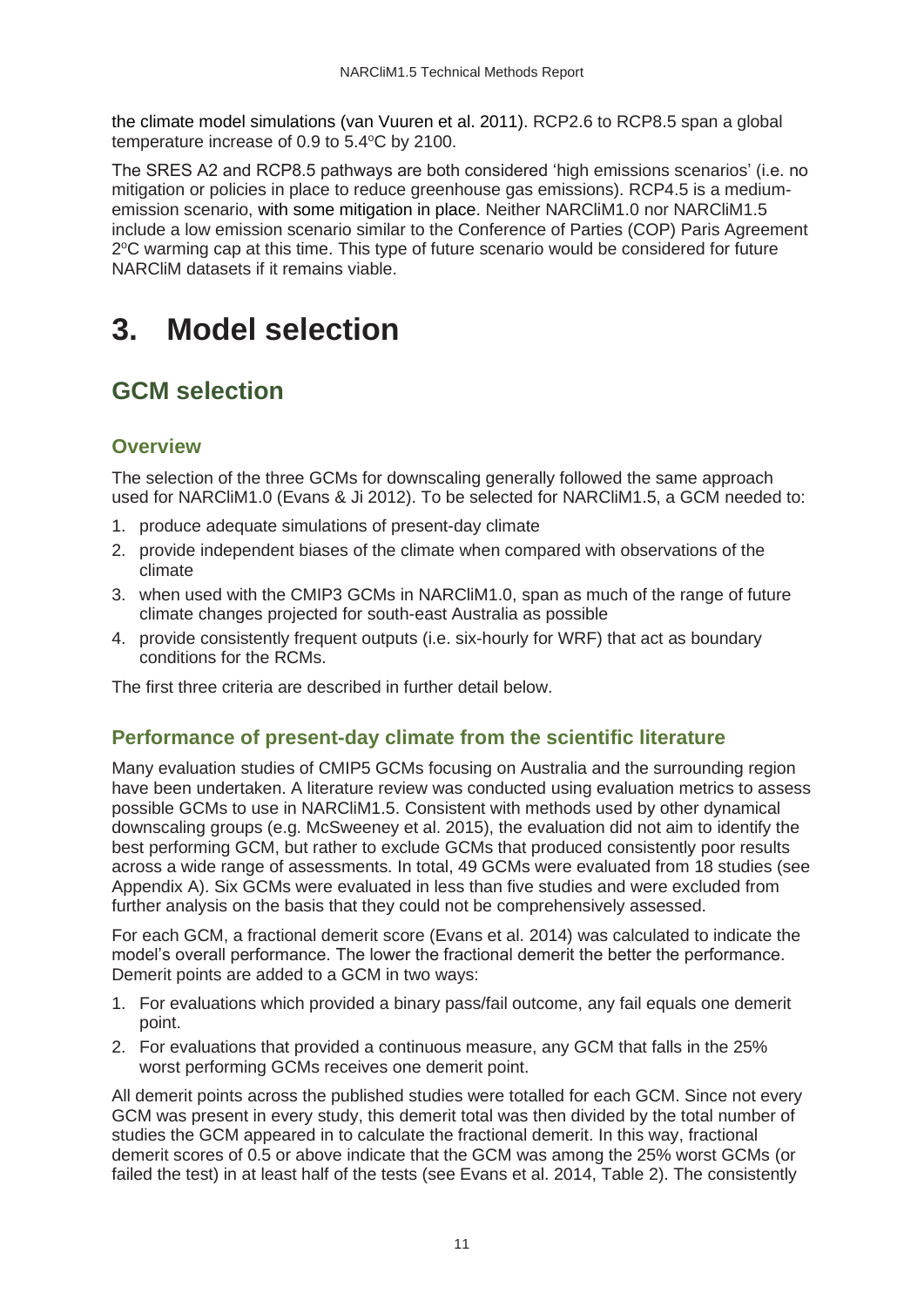the climate model simulations (van Vuuren et al. 2011). RCP2.6 to RCP8.5 span a global temperature increase of 0.9 to 5.4°C by 2100.

The SRES A2 and RCP8.5 pathways are both considered 'high emissions scenarios' (i.e. no mitigation or policies in place to reduce greenhouse gas emissions). RCP4.5 is a medium-emission scenario, with some mitigation in place. Neither NARCliM1.0 nor NARCliM1.5 include a low emission scenario similar to the Conference of Parties (COP) Paris Agreement 2°C warming cap at this time. This type of future scenario would be considered for future NARCliM datasets if it remains viable.

# 3. Model selection

## GCM selection

### Overview

The selection of the three GCMs for downscaling generally followed the same approach used for NARCliM1.0 (Evans & Ji 2012). To be selected for NARCliM1.5, a GCM needed to:

1. produce adequate simulations of present-day climate
2. provide independent biases of the climate when compared with observations of the climate
3. when used with the CMIP3 GCMs in NARCliM1.0, span as much of the range of future climate changes projected for south-east Australia as possible
4. provide consistently frequent outputs (i.e. six-hourly for WRF) that act as boundary conditions for the RCMs.

The first three criteria are described in further detail below.

### Performance of present-day climate from the scientific literature

Many evaluation studies of CMIP5 GCMs focusing on Australia and the surrounding region have been undertaken. A literature review was conducted using evaluation metrics to assess possible GCMs to use in NARCliM1.5. Consistent with methods used by other dynamical downscaling groups (e.g. McSweeney et al. 2015), the evaluation did not aim to identify the best performing GCM, but rather to exclude GCMs that produced consistently poor results across a wide range of assessments. In total, 49 GCMs were evaluated from 18 studies (see Appendix A). Six GCMs were evaluated in less than five studies and were excluded from further analysis on the basis that they could not be comprehensively assessed.

For each GCM, a fractional demerit score (Evans et al. 2014) was calculated to indicate the model's overall performance. The lower the fractional demerit the better the performance. Demerit points are added to a GCM in two ways:

1. For evaluations which provided a binary pass/fail outcome, any fail equals one demerit point.
2. For evaluations that provided a continuous measure, any GCM that falls in the 25% worst performing GCMs receives one demerit point.

All demerit points across the published studies were totalled for each GCM. Since not every GCM was present in every study, this demerit total was then divided by the total number of studies the GCM appeared in to calculate the fractional demerit. In this way, fractional demerit scores of 0.5 or above indicate that the GCM was among the 25% worst GCMs (or failed the test) in at least half of the tests (see Evans et al. 2014, Table 2). The consistently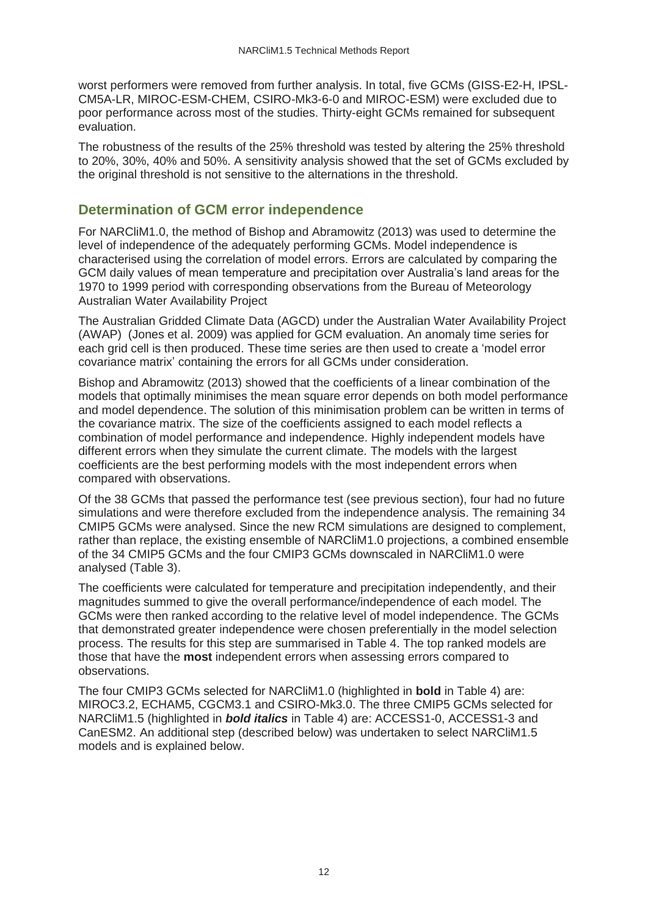worst performers were removed from further analysis. In total, five GCMs (GISS-E2-H, IPSL-CM5A-LR, MIROC-ESM-CHEM, CSIRO-Mk3-6-0 and MIROC-ESM) were excluded due to poor performance across most of the studies. Thirty-eight GCMs remained for subsequent evaluation.

The robustness of the results of the 25% threshold was tested by altering the 25% threshold to 20%, 30%, 40% and 50%. A sensitivity analysis showed that the set of GCMs excluded by the original threshold is not sensitive to the alternations in the threshold.

## Determination of GCM error independence

For NARCliM1.0, the method of Bishop and Abramowitz (2013) was used to determine the level of independence of the adequately performing GCMs. Model independence is characterised using the correlation of model errors. Errors are calculated by comparing the GCM daily values of mean temperature and precipitation over Australia's land areas for the 1970 to 1999 period with corresponding observations from the Bureau of Meteorology Australian Water Availability Project

The Australian Gridded Climate Data (AGCD) under the Australian Water Availability Project (AWAP) (Jones et al. 2009) was applied for GCM evaluation. An anomaly time series for each grid cell is then produced. These time series are then used to create a 'model error covariance matrix' containing the errors for all GCMs under consideration.

Bishop and Abramowitz (2013) showed that the coefficients of a linear combination of the models that optimally minimises the mean square error depends on both model performance and model dependence. The solution of this minimisation problem can be written in terms of the covariance matrix. The size of the coefficients assigned to each model reflects a combination of model performance and independence. Highly independent models have different errors when they simulate the current climate. The models with the largest coefficients are the best performing models with the most independent errors when compared with observations.

Of the 38 GCMs that passed the performance test (see previous section), four had no future simulations and were therefore excluded from the independence analysis. The remaining 34 CMIP5 GCMs were analysed. Since the new RCM simulations are designed to complement, rather than replace, the existing ensemble of NARCliM1.0 projections, a combined ensemble of the 34 CMIP5 GCMs and the four CMIP3 GCMs downscaled in NARCliM1.0 were analysed (Table 3).

The coefficients were calculated for temperature and precipitation independently, and their magnitudes summed to give the overall performance/independence of each model. The GCMs were then ranked according to the relative level of model independence. The GCMs that demonstrated greater independence were chosen preferentially in the model selection process. The results for this step are summarised in Table 4. The top ranked models are those that have the **most** independent errors when assessing errors compared to observations.

The four CMIP3 GCMs selected for NARCliM1.0 (highlighted in **bold** in Table 4) are: MIROC3.2, ECHAM5, CGCM3.1 and CSIRO-Mk3.0. The three CMIP5 GCMs selected for NARCliM1.5 (highlighted in ***bold italics*** in Table 4) are: ACCESS1-0, ACCESS1-3 and CanESM2. An additional step (described below) was undertaken to select NARCliM1.5 models and is explained below.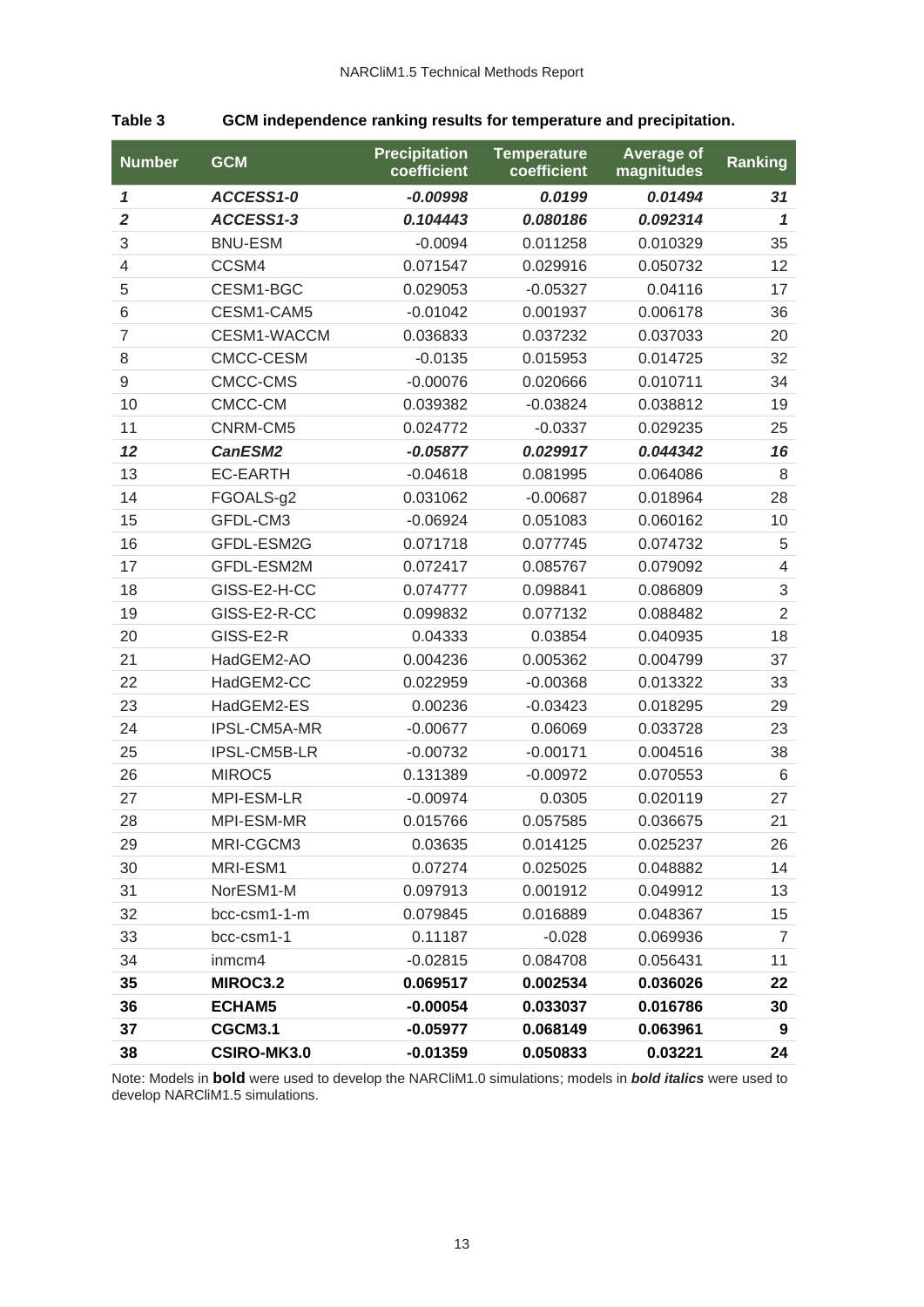**Table 3 GCM independence ranking results for temperature and precipitation.**

| Number | GCM | Precipitation coefficient | Temperature coefficient | Average of magnitudes | Ranking |
|---|---|---|---|---|---|
| ***1*** | ***ACCESS1-0*** | ***-0.00998*** | ***0.0199*** | ***0.01494*** | ***31*** |
| ***2*** | ***ACCESS1-3*** | ***0.104443*** | ***0.080186*** | ***0.092314*** | ***1*** |
| 3 | BNU-ESM | -0.0094 | 0.011258 | 0.010329 | 35 |
| 4 | CCSM4 | 0.071547 | 0.029916 | 0.050732 | 12 |
| 5 | CESM1-BGC | 0.029053 | -0.05327 | 0.04116 | 17 |
| 6 | CESM1-CAM5 | -0.01042 | 0.001937 | 0.006178 | 36 |
| 7 | CESM1-WACCM | 0.036833 | 0.037232 | 0.037033 | 20 |
| 8 | CMCC-CESM | -0.0135 | 0.015953 | 0.014725 | 32 |
| 9 | CMCC-CMS | -0.00076 | 0.020666 | 0.010711 | 34 |
| 10 | CMCC-CM | 0.039382 | -0.03824 | 0.038812 | 19 |
| 11 | CNRM-CM5 | 0.024772 | -0.0337 | 0.029235 | 25 |
| ***12*** | ***CanESM2*** | ***-0.05877*** | ***0.029917*** | ***0.044342*** | ***16*** |
| 13 | EC-EARTH | -0.04618 | 0.081995 | 0.064086 | 8 |
| 14 | FGOALS-g2 | 0.031062 | -0.00687 | 0.018964 | 28 |
| 15 | GFDL-CM3 | -0.06924 | 0.051083 | 0.060162 | 10 |
| 16 | GFDL-ESM2G | 0.071718 | 0.077745 | 0.074732 | 5 |
| 17 | GFDL-ESM2M | 0.072417 | 0.085767 | 0.079092 | 4 |
| 18 | GISS-E2-H-CC | 0.074777 | 0.098841 | 0.086809 | 3 |
| 19 | GISS-E2-R-CC | 0.099832 | 0.077132 | 0.088482 | 2 |
| 20 | GISS-E2-R | 0.04333 | 0.03854 | 0.040935 | 18 |
| 21 | HadGEM2-AO | 0.004236 | 0.005362 | 0.004799 | 37 |
| 22 | HadGEM2-CC | 0.022959 | -0.00368 | 0.013322 | 33 |
| 23 | HadGEM2-ES | 0.00236 | -0.03423 | 0.018295 | 29 |
| 24 | IPSL-CM5A-MR | -0.00677 | 0.06069 | 0.033728 | 23 |
| 25 | IPSL-CM5B-LR | -0.00732 | -0.00171 | 0.004516 | 38 |
| 26 | MIROC5 | 0.131389 | -0.00972 | 0.070553 | 6 |
| 27 | MPI-ESM-LR | -0.00974 | 0.0305 | 0.020119 | 27 |
| 28 | MPI-ESM-MR | 0.015766 | 0.057585 | 0.036675 | 21 |
| 29 | MRI-CGCM3 | 0.03635 | 0.014125 | 0.025237 | 26 |
| 30 | MRI-ESM1 | 0.07274 | 0.025025 | 0.048882 | 14 |
| 31 | NorESM1-M | 0.097913 | 0.001912 | 0.049912 | 13 |
| 32 | bcc-csm1-1-m | 0.079845 | 0.016889 | 0.048367 | 15 |
| 33 | bcc-csm1-1 | 0.11187 | -0.028 | 0.069936 | 7 |
| 34 | inmcm4 | -0.02815 | 0.084708 | 0.056431 | 11 |
| **35** | **MIROC3.2** | **0.069517** | **0.002534** | **0.036026** | **22** |
| **36** | **ECHAM5** | **-0.00054** | **0.033037** | **0.016786** | **30** |
| **37** | **CGCM3.1** | **-0.05977** | **0.068149** | **0.063961** | **9** |
| **38** | **CSIRO-MK3.0** | **-0.01359** | **0.050833** | **0.03221** | **24** |

Note: Models in **bold** were used to develop the NARCliM1.0 simulations; models in ***bold italics*** were used to develop NARCliM1.5 simulations.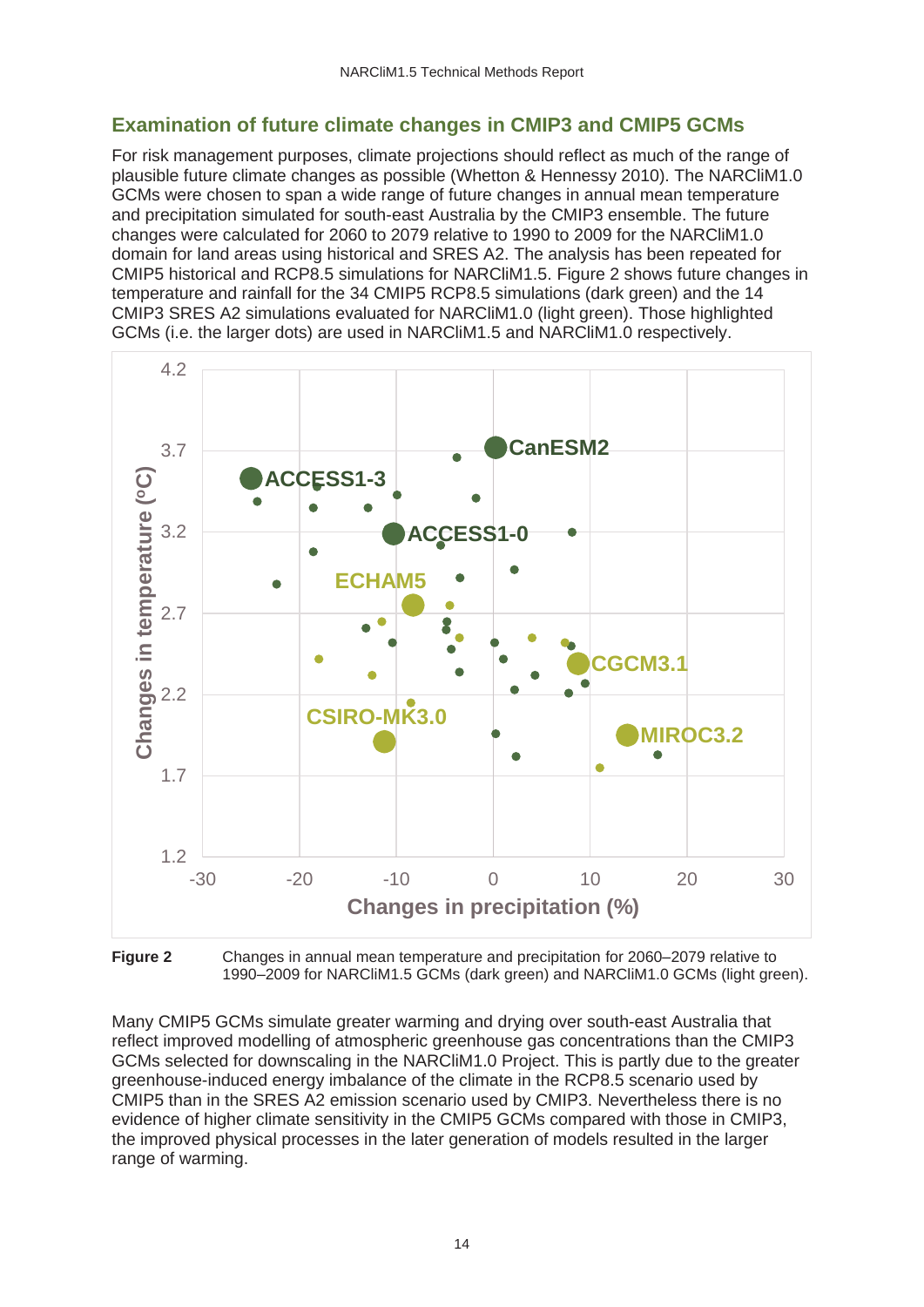## Examination of future climate changes in CMIP3 and CMIP5 GCMs

For risk management purposes, climate projections should reflect as much of the range of plausible future climate changes as possible (Whetton & Hennessy 2010). The NARCliM1.0 GCMs were chosen to span a wide range of future changes in annual mean temperature and precipitation simulated for south-east Australia by the CMIP3 ensemble. The future changes were calculated for 2060 to 2079 relative to 1990 to 2009 for the NARCliM1.0 domain for land areas using historical and SRES A2. The analysis has been repeated for CMIP5 historical and RCP8.5 simulations for NARCliM1.5. Figure 2 shows future changes in temperature and rainfall for the 34 CMIP5 RCP8.5 simulations (dark green) and the 14 CMIP3 SRES A2 simulations evaluated for NARCliM1.0 (light green). Those highlighted GCMs (i.e. the larger dots) are used in NARCliM1.5 and NARCliM1.0 respectively.

**Figure 2** Changes in annual mean temperature and precipitation for 2060–2079 relative to 1990–2009 for NARCliM1.5 GCMs (dark green) and NARCliM1.0 GCMs (light green).

Many CMIP5 GCMs simulate greater warming and drying over south-east Australia that reflect improved modelling of atmospheric greenhouse gas concentrations than the CMIP3 GCMs selected for downscaling in the NARCliM1.0 Project. This is partly due to the greater greenhouse-induced energy imbalance of the climate in the RCP8.5 scenario used by CMIP5 than in the SRES A2 emission scenario used by CMIP3. Nevertheless there is no evidence of higher climate sensitivity in the CMIP5 GCMs compared with those in CMIP3, the improved physical processes in the later generation of models resulted in the larger range of warming.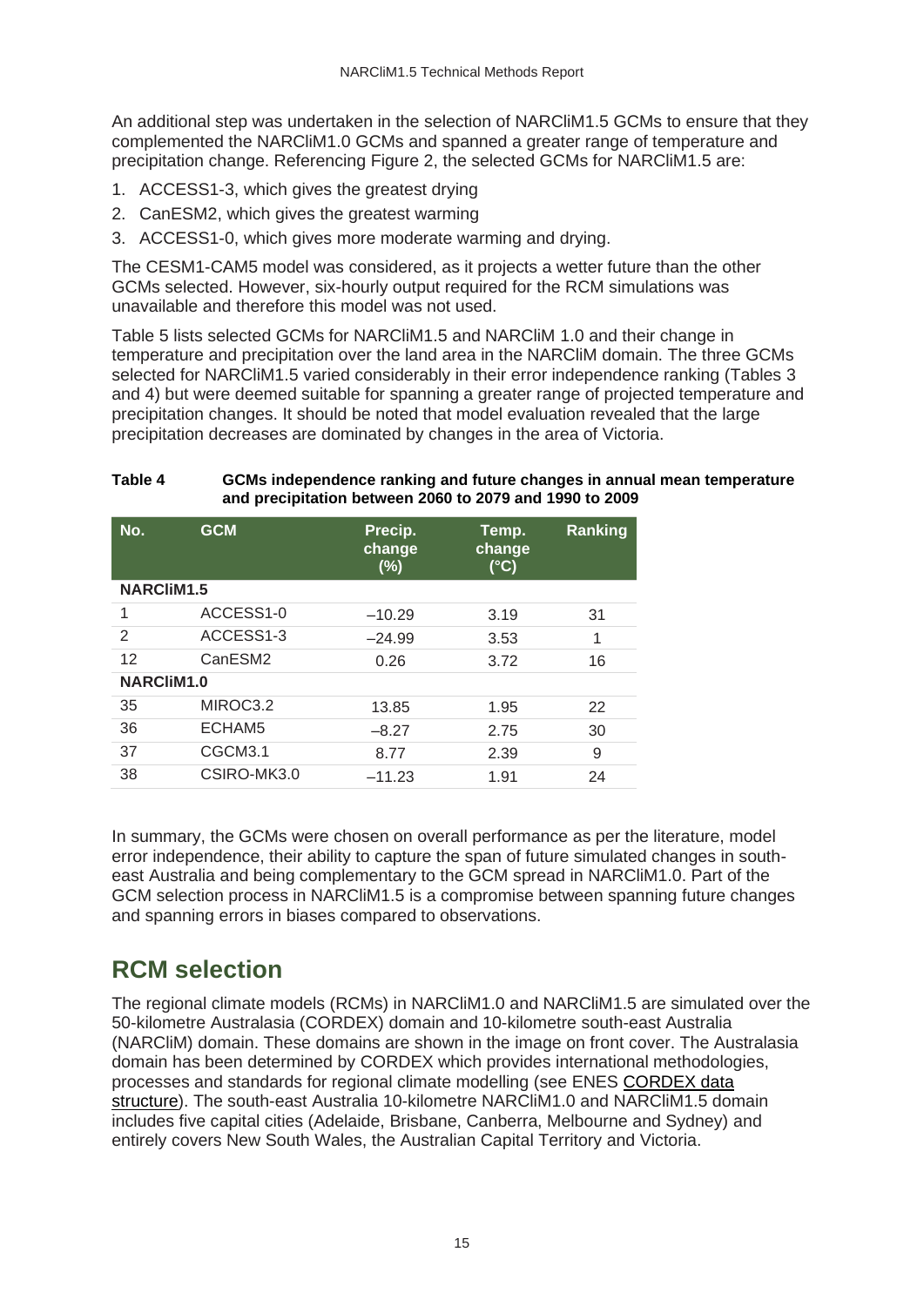An additional step was undertaken in the selection of NARCliM1.5 GCMs to ensure that they complemented the NARCliM1.0 GCMs and spanned a greater range of temperature and precipitation change. Referencing Figure 2, the selected GCMs for NARCliM1.5 are:

1. ACCESS1-3, which gives the greatest drying
2. CanESM2, which gives the greatest warming
3. ACCESS1-0, which gives more moderate warming and drying.

The CESM1-CAM5 model was considered, as it projects a wetter future than the other GCMs selected. However, six-hourly output required for the RCM simulations was unavailable and therefore this model was not used.

Table 5 lists selected GCMs for NARCliM1.5 and NARCliM 1.0 and their change in temperature and precipitation over the land area in the NARCliM domain. The three GCMs selected for NARCliM1.5 varied considerably in their error independence ranking (Tables 3 and 4) but were deemed suitable for spanning a greater range of projected temperature and precipitation changes. It should be noted that model evaluation revealed that the large precipitation decreases are dominated by changes in the area of Victoria.

**Table 4 GCMs independence ranking and future changes in annual mean temperature and precipitation between 2060 to 2079 and 1990 to 2009**

| No. | GCM | Precip. change (%) | Temp. change (°C) | Ranking |
|---|---|---|---|---|
| **NARCliM1.5** | | | | |
| 1 | ACCESS1-0 | –10.29 | 3.19 | 31 |
| 2 | ACCESS1-3 | –24.99 | 3.53 | 1 |
| 12 | CanESM2 | 0.26 | 3.72 | 16 |
| **NARCliM1.0** | | | | |
| 35 | MIROC3.2 | 13.85 | 1.95 | 22 |
| 36 | ECHAM5 | –8.27 | 2.75 | 30 |
| 37 | CGCM3.1 | 8.77 | 2.39 | 9 |
| 38 | CSIRO-MK3.0 | –11.23 | 1.91 | 24 |

In summary, the GCMs were chosen on overall performance as per the literature, model error independence, their ability to capture the span of future simulated changes in south-east Australia and being complementary to the GCM spread in NARCliM1.0. Part of the GCM selection process in NARCliM1.5 is a compromise between spanning future changes and spanning errors in biases compared to observations.

## RCM selection

The regional climate models (RCMs) in NARCliM1.0 and NARCliM1.5 are simulated over the 50-kilometre Australasia (CORDEX) domain and 10-kilometre south-east Australia (NARCliM) domain. These domains are shown in the image on front cover. The Australasia domain has been determined by CORDEX which provides international methodologies, processes and standards for regional climate modelling (see ENES CORDEX data structure). The south-east Australia 10-kilometre NARCliM1.0 and NARCliM1.5 domain includes five capital cities (Adelaide, Brisbane, Canberra, Melbourne and Sydney) and entirely covers New South Wales, the Australian Capital Territory and Victoria.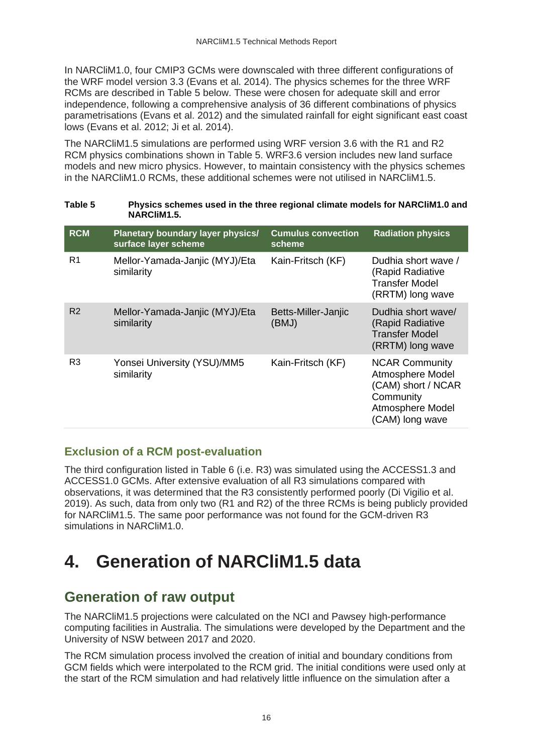In NARCliM1.0, four CMIP3 GCMs were downscaled with three different configurations of the WRF model version 3.3 (Evans et al. 2014). The physics schemes for the three WRF RCMs are described in Table 5 below. These were chosen for adequate skill and error independence, following a comprehensive analysis of 36 different combinations of physics parametrisations (Evans et al. 2012) and the simulated rainfall for eight significant east coast lows (Evans et al. 2012; Ji et al. 2014).

The NARCliM1.5 simulations are performed using WRF version 3.6 with the R1 and R2 RCM physics combinations shown in Table 5. WRF3.6 version includes new land surface models and new micro physics. However, to maintain consistency with the physics schemes in the NARCliM1.0 RCMs, these additional schemes were not utilised in NARCliM1.5.

**Table 5 Physics schemes used in the three regional climate models for NARCliM1.0 and NARCliM1.5.**

| RCM | Planetary boundary layer physics/ surface layer scheme | Cumulus convection scheme | Radiation physics |
|---|---|---|---|
| R1 | Mellor-Yamada-Janjic (MYJ)/Eta similarity | Kain-Fritsch (KF) | Dudhia short wave / (Rapid Radiative Transfer Model (RRTM) long wave |
| R2 | Mellor-Yamada-Janjic (MYJ)/Eta similarity | Betts-Miller-Janjic (BMJ) | Dudhia short wave/ (Rapid Radiative Transfer Model (RRTM) long wave |
| R3 | Yonsei University (YSU)/MM5 similarity | Kain-Fritsch (KF) | NCAR Community Atmosphere Model (CAM) short / NCAR Community Atmosphere Model (CAM) long wave |

### Exclusion of a RCM post-evaluation

The third configuration listed in Table 6 (i.e. R3) was simulated using the ACCESS1.3 and ACCESS1.0 GCMs. After extensive evaluation of all R3 simulations compared with observations, it was determined that the R3 consistently performed poorly (Di Vigilio et al. 2019). As such, data from only two (R1 and R2) of the three RCMs is being publicly provided for NARCliM1.5. The same poor performance was not found for the GCM-driven R3 simulations in NARCliM1.0.

# 4. Generation of NARCliM1.5 data

## Generation of raw output

The NARCliM1.5 projections were calculated on the NCI and Pawsey high-performance computing facilities in Australia. The simulations were developed by the Department and the University of NSW between 2017 and 2020.

The RCM simulation process involved the creation of initial and boundary conditions from GCM fields which were interpolated to the RCM grid. The initial conditions were used only at the start of the RCM simulation and had relatively little influence on the simulation after a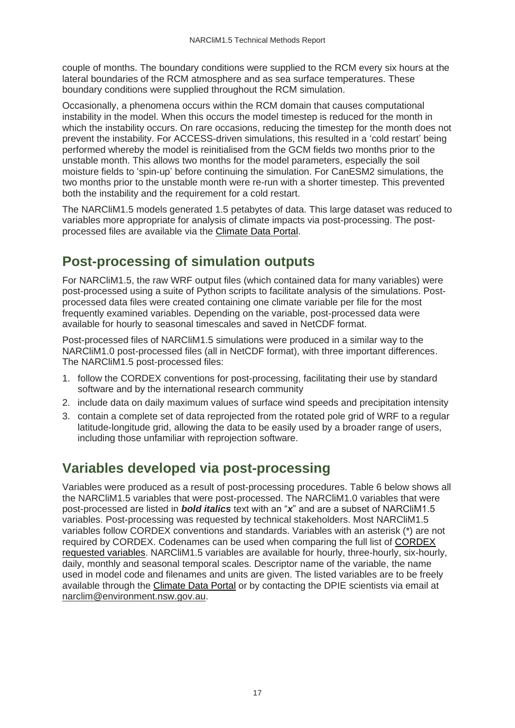couple of months. The boundary conditions were supplied to the RCM every six hours at the lateral boundaries of the RCM atmosphere and as sea surface temperatures. These boundary conditions were supplied throughout the RCM simulation.

Occasionally, a phenomena occurs within the RCM domain that causes computational instability in the model. When this occurs the model timestep is reduced for the month in which the instability occurs. On rare occasions, reducing the timestep for the month does not prevent the instability. For ACCESS-driven simulations, this resulted in a 'cold restart' being performed whereby the model is reinitialised from the GCM fields two months prior to the unstable month. This allows two months for the model parameters, especially the soil moisture fields to 'spin-up' before continuing the simulation. For CanESM2 simulations, the two months prior to the unstable month were re-run with a shorter timestep. This prevented both the instability and the requirement for a cold restart.

The NARCliM1.5 models generated 1.5 petabytes of data. This large dataset was reduced to variables more appropriate for analysis of climate impacts via post-processing. The post-processed files are available via the Climate Data Portal.

## Post-processing of simulation outputs

For NARCliM1.5, the raw WRF output files (which contained data for many variables) were post-processed using a suite of Python scripts to facilitate analysis of the simulations. Post-processed data files were created containing one climate variable per file for the most frequently examined variables. Depending on the variable, post-processed data were available for hourly to seasonal timescales and saved in NetCDF format.

Post-processed files of NARCliM1.5 simulations were produced in a similar way to the NARCliM1.0 post-processed files (all in NetCDF format), with three important differences. The NARCliM1.5 post-processed files:

1. follow the CORDEX conventions for post-processing, facilitating their use by standard software and by the international research community
2. include data on daily maximum values of surface wind speeds and precipitation intensity
3. contain a complete set of data reprojected from the rotated pole grid of WRF to a regular latitude-longitude grid, allowing the data to be easily used by a broader range of users, including those unfamiliar with reprojection software.

## Variables developed via post-processing

Variables were produced as a result of post-processing procedures. Table 6 below shows all the NARCliM1.5 variables that were post-processed. The NARCliM1.0 variables that were post-processed are listed in ***bold italics*** text with an "***x***" and are a subset of NARCliM1.5 variables. Post-processing was requested by technical stakeholders. Most NARCliM1.5 variables follow CORDEX conventions and standards. Variables with an asterisk (*) are not required by CORDEX. Codenames can be used when comparing the full list of CORDEX requested variables. NARCliM1.5 variables are available for hourly, three-hourly, six-hourly, daily, monthly and seasonal temporal scales. Descriptor name of the variable, the name used in model code and filenames and units are given. The listed variables are to be freely available through the Climate Data Portal or by contacting the DPIE scientists via email at narclim@environment.nsw.gov.au.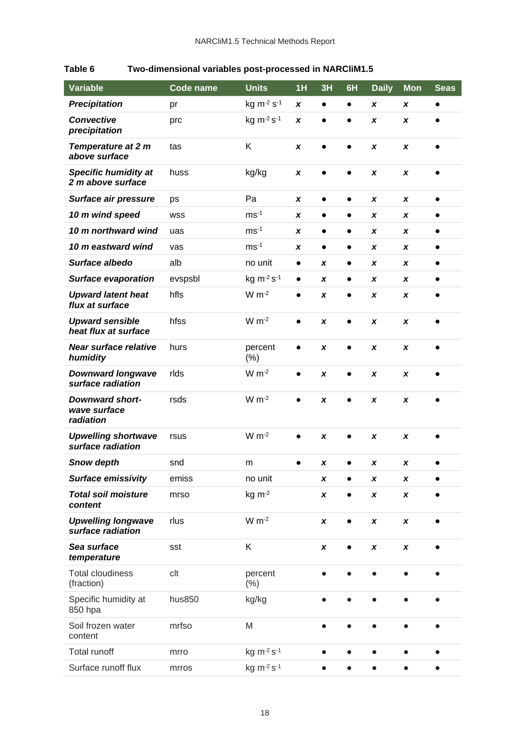**Table 6 Two-dimensional variables post-processed in NARCliM1.5**

| Variable | Code name | Units | 1H | 3H | 6H | Daily | Mon | Seas |
|---|---|---|---|---|---|---|---|---|
| ***Precipitation*** | pr | kg $m^{-2}$ $s^{-1}$ | ***x*** | ● | ● | ***x*** | ***x*** | ● |
| ***Convective precipitation*** | prc | kg $m^{-2}$ $s^{-1}$ | ***x*** | ● | ● | ***x*** | ***x*** | ● |
| ***Temperature at 2 m above surface*** | tas | K | ***x*** | ● | ● | ***x*** | ***x*** | ● |
| ***Specific humidity at 2 m above surface*** | huss | kg/kg | ***x*** | ● | ● | ***x*** | ***x*** | ● |
| ***Surface air pressure*** | ps | Pa | ***x*** | ● | ● | ***x*** | ***x*** | ● |
| ***10 m wind speed*** | wss | $ms^{-1}$ | ***x*** | ● | ● | ***x*** | ***x*** | ● |
| ***10 m northward wind*** | uas | $ms^{-1}$ | ***x*** | ● | ● | ***x*** | ***x*** | ● |
| ***10 m eastward wind*** | vas | $ms^{-1}$ | ***x*** | ● | ● | ***x*** | ***x*** | ● |
| ***Surface albedo*** | alb | no unit | ● | ***x*** | ● | ***x*** | ***x*** | ● |
| ***Surface evaporation*** | evspsbl | kg $m^{-2}$ $s^{-1}$ | ● | ***x*** | ● | ***x*** | ***x*** | ● |
| ***Upward latent heat flux at surface*** | hfls | W $m^{-2}$ | ● | ***x*** | ● | ***x*** | ***x*** | ● |
| ***Upward sensible heat flux at surface*** | hfss | W $m^{-2}$ | ● | ***x*** | ● | ***x*** | ***x*** | ● |
| ***Near surface relative humidity*** | hurs | percent (%) | ● | ***x*** | ● | ***x*** | ***x*** | ● |
| ***Downward longwave surface radiation*** | rlds | W $m^{-2}$ | ● | ***x*** | ● | ***x*** | ***x*** | ● |
| ***Downward short-wave surface radiation*** | rsds | W $m^{-2}$ | ● | ***x*** | ● | ***x*** | ***x*** | ● |
| ***Upwelling shortwave surface radiation*** | rsus | W $m^{-2}$ | ● | ***x*** | ● | ***x*** | ***x*** | ● |
| ***Snow depth*** | snd | m | ● | ***x*** | ● | ***x*** | ***x*** | ● |
| ***Surface emissivity*** | emiss | no unit | | ***x*** | ● | ***x*** | ***x*** | ● |
| ***Total soil moisture content*** | mrso | kg $m^{-2}$ | | ***x*** | ● | ***x*** | ***x*** | ● |
| ***Upwelling longwave surface radiation*** | rlus | W $m^{-2}$ | | ***x*** | ● | ***x*** | ***x*** | ● |
| ***Sea surface temperature*** | sst | K | | ***x*** | ● | ***x*** | ***x*** | ● |
| Total cloudiness (fraction) | clt | percent (%) | | ● | ● | ● | ● | ● |
| Specific humidity at 850 hpa | hus850 | kg/kg | | ● | ● | ● | ● | ● |
| Soil frozen water content | mrfso | M | | ● | ● | ● | ● | ● |
| Total runoff | mrro | kg $m^{-2}$ $s^{-1}$ | | ● | ● | ● | ● | ● |
| Surface runoff flux | mrros | kg $m^{-2}$ $s^{-1}$ | | ● | ● | ● | ● | ● |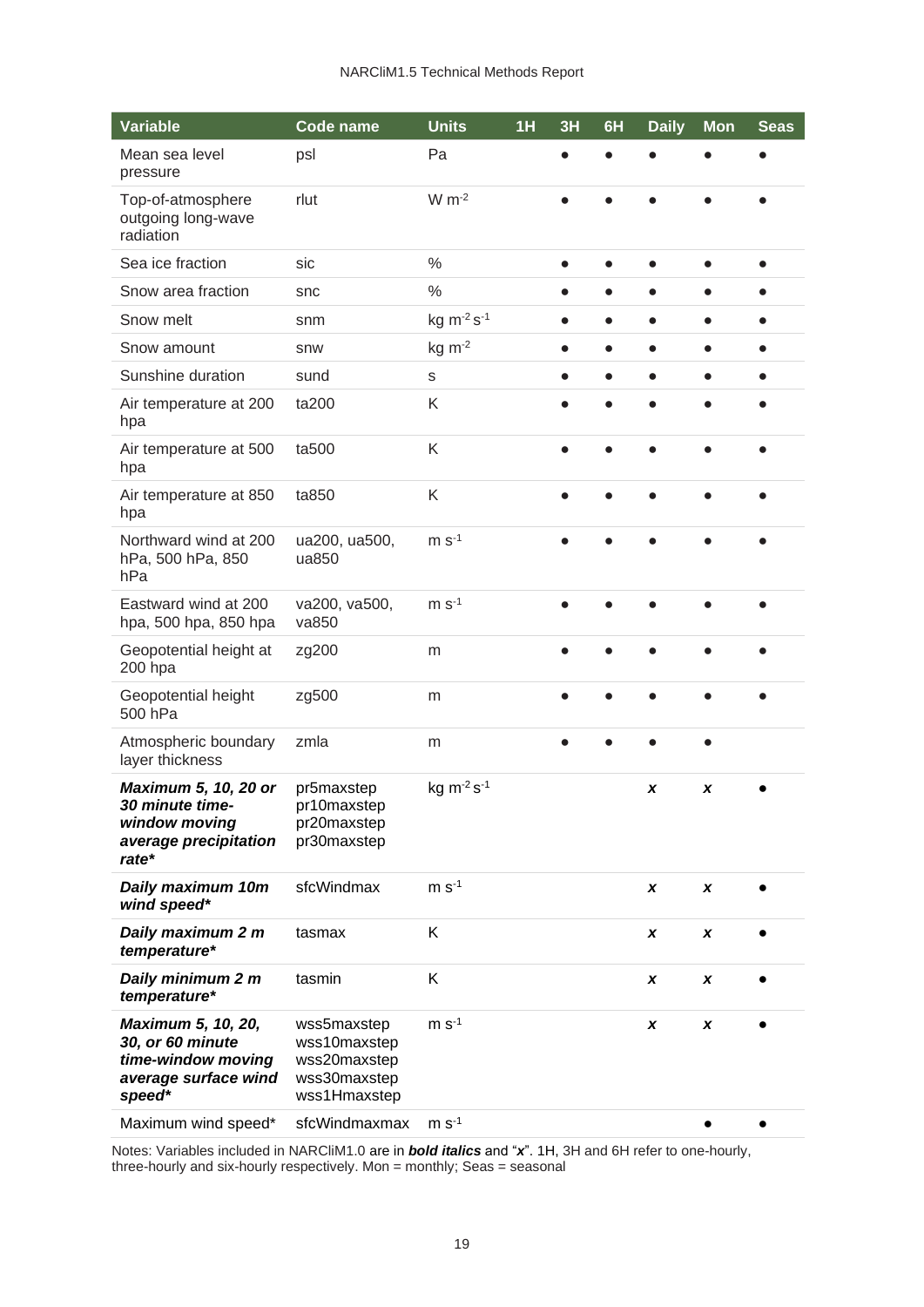| Variable | Code name | Units | 1H | 3H | 6H | Daily | Mon | Seas |
|---|---|---|---|---|---|---|---|---|
| Mean sea level pressure | psl | Pa | | ● | ● | ● | ● | ● |
| Top-of-atmosphere outgoing long-wave radiation | rlut | W $m^{-2}$ | | ● | ● | ● | ● | ● |
| Sea ice fraction | sic | % | | ● | ● | ● | ● | ● |
| Snow area fraction | snc | % | | ● | ● | ● | ● | ● |
| Snow melt | snm | kg $m^{-2}$ $s^{-1}$ | | ● | ● | ● | ● | ● |
| Snow amount | snw | kg $m^{-2}$ | | ● | ● | ● | ● | ● |
| Sunshine duration | sund | s | | ● | ● | ● | ● | ● |
| Air temperature at 200 hpa | ta200 | K | | ● | ● | ● | ● | ● |
| Air temperature at 500 hpa | ta500 | K | | ● | ● | ● | ● | ● |
| Air temperature at 850 hpa | ta850 | K | | ● | ● | ● | ● | ● |
| Northward wind at 200 hPa, 500 hPa, 850 hPa | ua200, ua500, ua850 | m $s^{-1}$ | | ● | ● | ● | ● | ● |
| Eastward wind at 200 hpa, 500 hpa, 850 hpa | va200, va500, va850 | m $s^{-1}$ | | ● | ● | ● | ● | ● |
| Geopotential height at 200 hpa | zg200 | m | | ● | ● | ● | ● | ● |
| Geopotential height 500 hPa | zg500 | m | | ● | ● | ● | ● | ● |
| Atmospheric boundary layer thickness | zmla | m | | ● | ● | ● | ● | |
| ***Maximum 5, 10, 20 or 30 minute time-window moving average precipitation rate**** | pr5maxstep pr10maxstep pr20maxstep pr30maxstep | kg $m^{-2}$ $s^{-1}$ | | | | ***x*** | ***x*** | ● |
| ***Daily maximum 10m wind speed**** | sfcWindmax | m $s^{-1}$ | | | | ***x*** | ***x*** | ● |
| ***Daily maximum 2 m temperature**** | tasmax | K | | | | ***x*** | ***x*** | ● |
| ***Daily minimum 2 m temperature**** | tasmin | K | | | | ***x*** | ***x*** | ● |
| ***Maximum 5, 10, 20, 30, or 60 minute time-window moving average surface wind speed**** | wss5maxstep wss10maxstep wss20maxstep wss30maxstep wss1Hmaxstep | m $s^{-1}$ | | | | ***x*** | ***x*** | ● |
| Maximum wind speed* | sfcWindmaxmax | m $s^{-1}$ | | | | | ● | ● |

Notes: Variables included in NARCliM1.0 are in ***bold italics*** and "***x***". 1H, 3H and 6H refer to one-hourly, three-hourly and six-hourly respectively. Mon = monthly; Seas = seasonal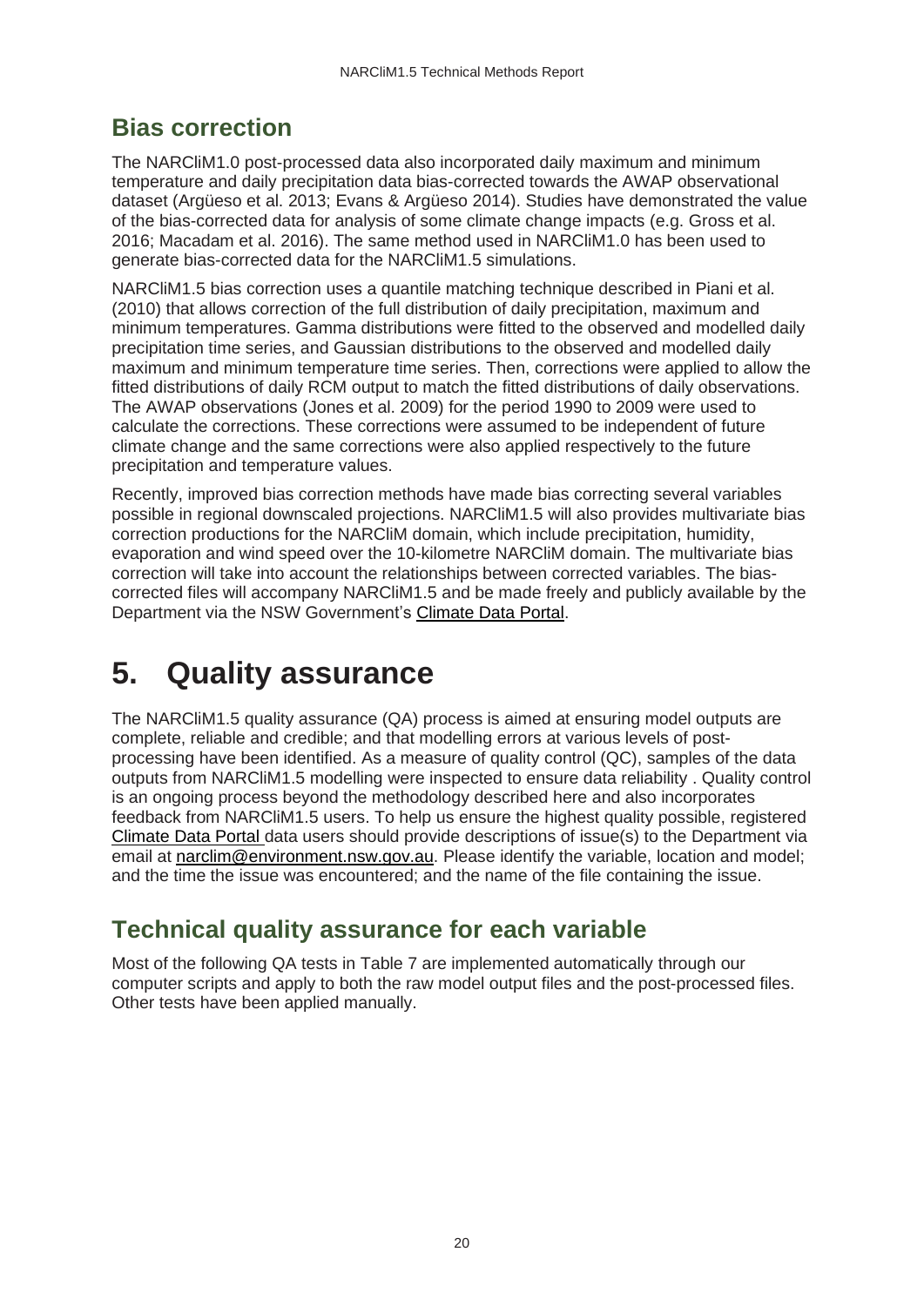## Bias correction

The NARCliM1.0 post-processed data also incorporated daily maximum and minimum temperature and daily precipitation data bias-corrected towards the AWAP observational dataset (Argüeso et al. 2013; Evans & Argüeso 2014). Studies have demonstrated the value of the bias-corrected data for analysis of some climate change impacts (e.g. Gross et al. 2016; Macadam et al. 2016). The same method used in NARCliM1.0 has been used to generate bias-corrected data for the NARCliM1.5 simulations.

NARCliM1.5 bias correction uses a quantile matching technique described in Piani et al. (2010) that allows correction of the full distribution of daily precipitation, maximum and minimum temperatures. Gamma distributions were fitted to the observed and modelled daily precipitation time series, and Gaussian distributions to the observed and modelled daily maximum and minimum temperature time series. Then, corrections were applied to allow the fitted distributions of daily RCM output to match the fitted distributions of daily observations. The AWAP observations (Jones et al. 2009) for the period 1990 to 2009 were used to calculate the corrections. These corrections were assumed to be independent of future climate change and the same corrections were also applied respectively to the future precipitation and temperature values.

Recently, improved bias correction methods have made bias correcting several variables possible in regional downscaled projections. NARCliM1.5 will also provides multivariate bias correction productions for the NARCliM domain, which include precipitation, humidity, evaporation and wind speed over the 10-kilometre NARCliM domain. The multivariate bias correction will take into account the relationships between corrected variables. The bias-corrected files will accompany NARCliM1.5 and be made freely and publicly available by the Department via the NSW Government's Climate Data Portal.

# 5. Quality assurance

The NARCliM1.5 quality assurance (QA) process is aimed at ensuring model outputs are complete, reliable and credible; and that modelling errors at various levels of post-processing have been identified. As a measure of quality control (QC), samples of the data outputs from NARCliM1.5 modelling were inspected to ensure data reliability . Quality control is an ongoing process beyond the methodology described here and also incorporates feedback from NARCliM1.5 users. To help us ensure the highest quality possible, registered Climate Data Portal data users should provide descriptions of issue(s) to the Department via email at narclim@environment.nsw.gov.au. Please identify the variable, location and model; and the time the issue was encountered; and the name of the file containing the issue.

## Technical quality assurance for each variable

Most of the following QA tests in Table 7 are implemented automatically through our computer scripts and apply to both the raw model output files and the post-processed files. Other tests have been applied manually.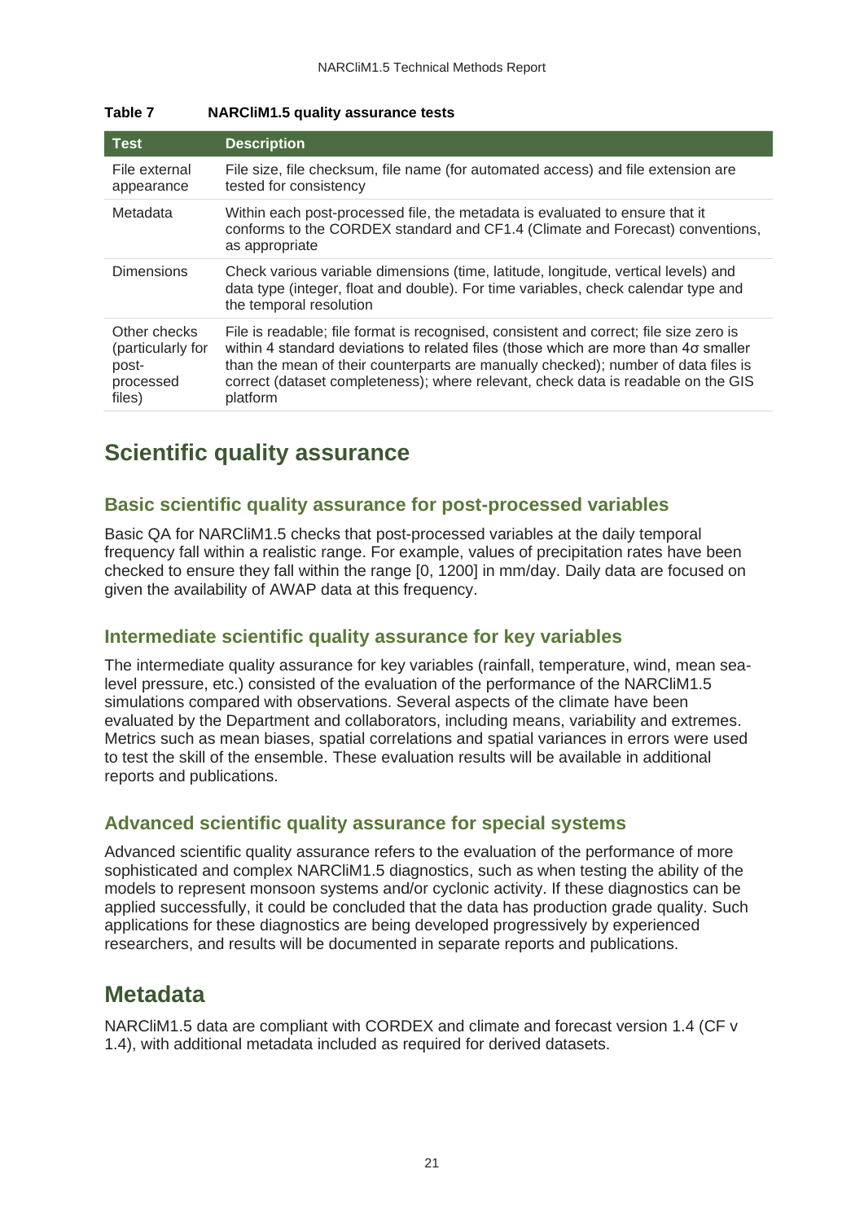**Table 7 NARCliM1.5 quality assurance tests**

| Test | Description |
|---|---|
| File external appearance | File size, file checksum, file name (for automated access) and file extension are tested for consistency |
| Metadata | Within each post-processed file, the metadata is evaluated to ensure that it conforms to the CORDEX standard and CF1.4 (Climate and Forecast) conventions, as appropriate |
| Dimensions | Check various variable dimensions (time, latitude, longitude, vertical levels) and data type (integer, float and double). For time variables, check calendar type and the temporal resolution |
| Other checks (particularly for post-processed files) | File is readable; file format is recognised, consistent and correct; file size zero is within 4 standard deviations to related files (those which are more than 4σ smaller than the mean of their counterparts are manually checked); number of data files is correct (dataset completeness); where relevant, check data is readable on the GIS platform |

## Scientific quality assurance

### Basic scientific quality assurance for post-processed variables

Basic QA for NARCliM1.5 checks that post-processed variables at the daily temporal frequency fall within a realistic range. For example, values of precipitation rates have been checked to ensure they fall within the range [0, 1200] in mm/day. Daily data are focused on given the availability of AWAP data at this frequency.

### Intermediate scientific quality assurance for key variables

The intermediate quality assurance for key variables (rainfall, temperature, wind, mean sea-level pressure, etc.) consisted of the evaluation of the performance of the NARCliM1.5 simulations compared with observations. Several aspects of the climate have been evaluated by the Department and collaborators, including means, variability and extremes. Metrics such as mean biases, spatial correlations and spatial variances in errors were used to test the skill of the ensemble. These evaluation results will be available in additional reports and publications.

### Advanced scientific quality assurance for special systems

Advanced scientific quality assurance refers to the evaluation of the performance of more sophisticated and complex NARCliM1.5 diagnostics, such as when testing the ability of the models to represent monsoon systems and/or cyclonic activity. If these diagnostics can be applied successfully, it could be concluded that the data has production grade quality. Such applications for these diagnostics are being developed progressively by experienced researchers, and results will be documented in separate reports and publications.

## Metadata

NARCliM1.5 data are compliant with CORDEX and climate and forecast version 1.4 (CF v 1.4), with additional metadata included as required for derived datasets.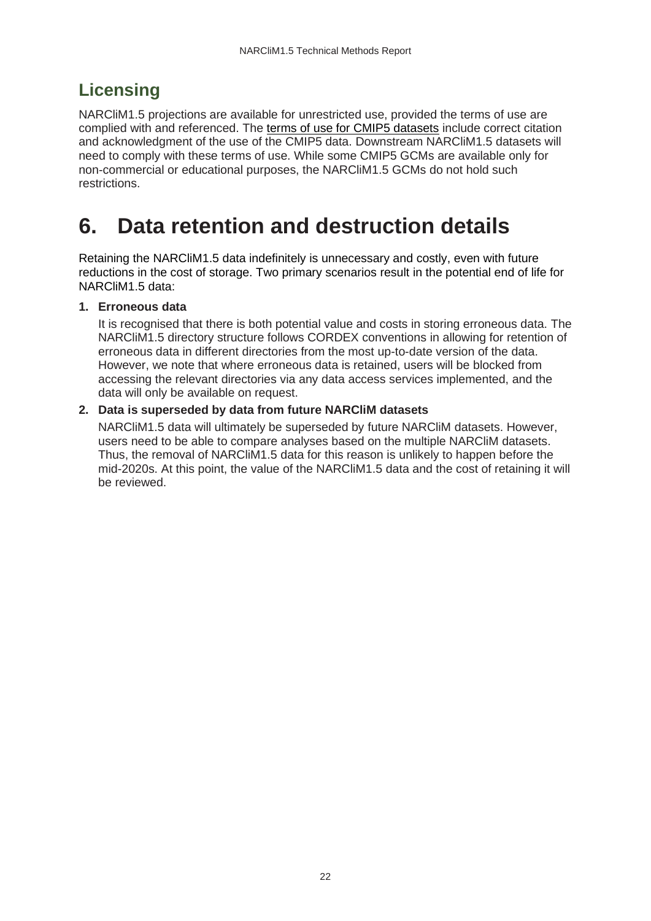## Licensing

NARCliM1.5 projections are available for unrestricted use, provided the terms of use are complied with and referenced. The terms of use for CMIP5 datasets include correct citation and acknowledgment of the use of the CMIP5 data. Downstream NARCliM1.5 datasets will need to comply with these terms of use. While some CMIP5 GCMs are available only for non-commercial or educational purposes, the NARCliM1.5 GCMs do not hold such restrictions.

# 6. Data retention and destruction details

Retaining the NARCliM1.5 data indefinitely is unnecessary and costly, even with future reductions in the cost of storage. Two primary scenarios result in the potential end of life for NARCliM1.5 data:

1. **Erroneous data**

   It is recognised that there is both potential value and costs in storing erroneous data. The NARCliM1.5 directory structure follows CORDEX conventions in allowing for retention of erroneous data in different directories from the most up-to-date version of the data. However, we note that where erroneous data is retained, users will be blocked from accessing the relevant directories via any data access services implemented, and the data will only be available on request.

2. **Data is superseded by data from future NARCliM datasets**

   NARCliM1.5 data will ultimately be superseded by future NARCliM datasets. However, users need to be able to compare analyses based on the multiple NARCliM datasets. Thus, the removal of NARCliM1.5 data for this reason is unlikely to happen before the mid-2020s. At this point, the value of the NARCliM1.5 data and the cost of retaining it will be reviewed.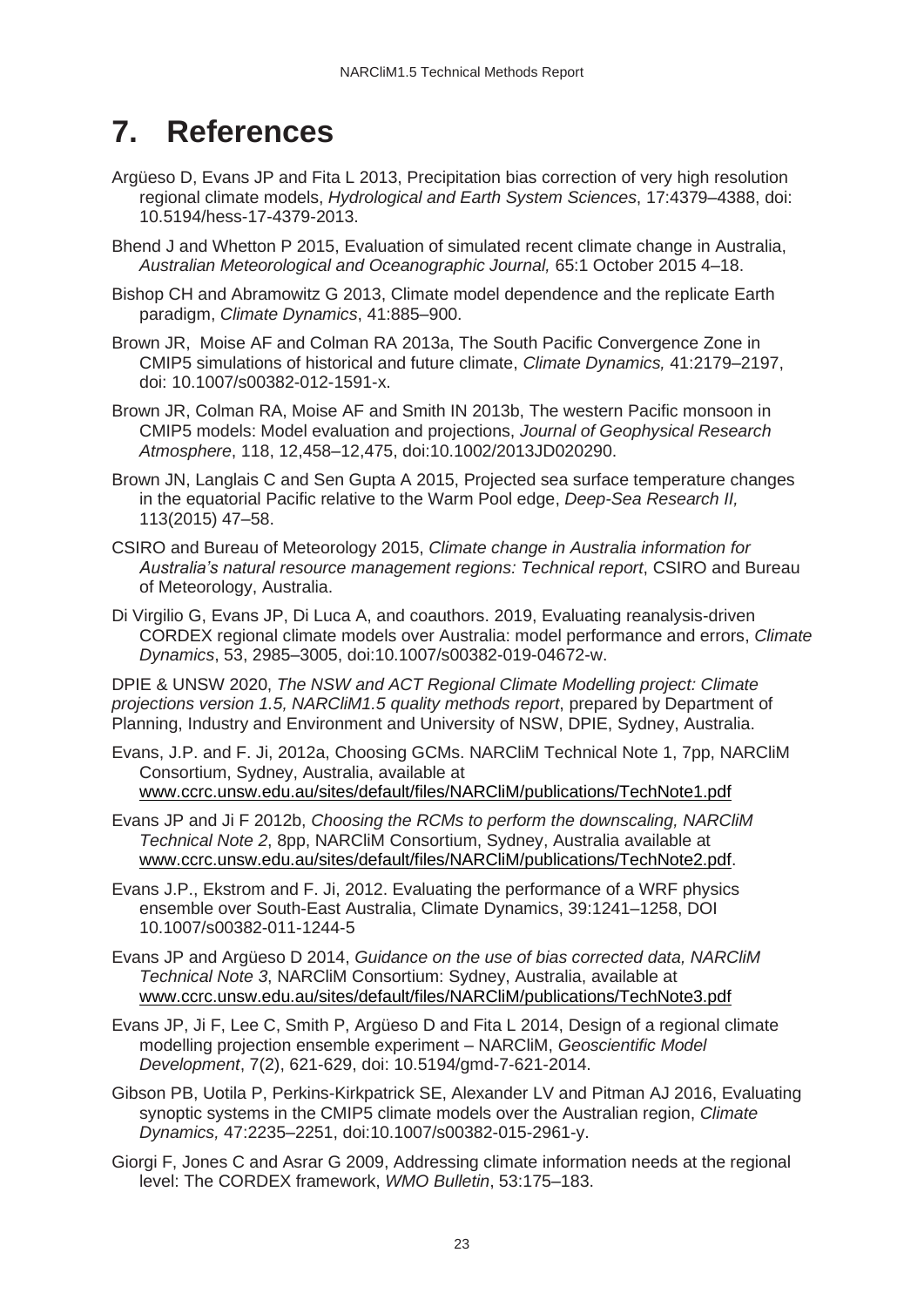# 7. References

Argüeso D, Evans JP and Fita L 2013, Precipitation bias correction of very high resolution regional climate models, *Hydrological and Earth System Sciences*, 17:4379–4388, doi: 10.5194/hess-17-4379-2013.

Bhend J and Whetton P 2015, Evaluation of simulated recent climate change in Australia, *Australian Meteorological and Oceanographic Journal,* 65:1 October 2015 4–18.

Bishop CH and Abramowitz G 2013, Climate model dependence and the replicate Earth paradigm, *Climate Dynamics*, 41:885–900.

Brown JR, Moise AF and Colman RA 2013a, The South Pacific Convergence Zone in CMIP5 simulations of historical and future climate, *Climate Dynamics,* 41:2179–2197, doi: 10.1007/s00382-012-1591-x.

Brown JR, Colman RA, Moise AF and Smith IN 2013b, The western Pacific monsoon in CMIP5 models: Model evaluation and projections, *Journal of Geophysical Research Atmosphere*, 118, 12,458–12,475, doi:10.1002/2013JD020290.

Brown JN, Langlais C and Sen Gupta A 2015, Projected sea surface temperature changes in the equatorial Pacific relative to the Warm Pool edge, *Deep-Sea Research II,* 113(2015) 47–58.

CSIRO and Bureau of Meteorology 2015, *Climate change in Australia information for Australia's natural resource management regions: Technical report*, CSIRO and Bureau of Meteorology, Australia.

Di Virgilio G, Evans JP, Di Luca A, and coauthors. 2019, Evaluating reanalysis-driven CORDEX regional climate models over Australia: model performance and errors, *Climate Dynamics*, 53, 2985–3005, doi:10.1007/s00382-019-04672-w.

DPIE & UNSW 2020, *The NSW and ACT Regional Climate Modelling project: Climate projections version 1.5, NARCliM1.5 quality methods report*, prepared by Department of Planning, Industry and Environment and University of NSW, DPIE, Sydney, Australia.

Evans, J.P. and F. Ji, 2012a, Choosing GCMs. NARCliM Technical Note 1, 7pp, NARCliM Consortium, Sydney, Australia, available at www.ccrc.unsw.edu.au/sites/default/files/NARCliM/publications/TechNote1.pdf

Evans JP and Ji F 2012b, *Choosing the RCMs to perform the downscaling, NARCliM Technical Note 2*, 8pp, NARCliM Consortium, Sydney, Australia available at www.ccrc.unsw.edu.au/sites/default/files/NARCliM/publications/TechNote2.pdf.

Evans J.P., Ekstrom and F. Ji, 2012. Evaluating the performance of a WRF physics ensemble over South-East Australia, Climate Dynamics, 39:1241–1258, DOI 10.1007/s00382-011-1244-5

Evans JP and Argüeso D 2014, *Guidance on the use of bias corrected data, NARCliM Technical Note 3*, NARCliM Consortium: Sydney, Australia, available at www.ccrc.unsw.edu.au/sites/default/files/NARCliM/publications/TechNote3.pdf

Evans JP, Ji F, Lee C, Smith P, Argüeso D and Fita L 2014, Design of a regional climate modelling projection ensemble experiment – NARCliM, *Geoscientific Model Development*, 7(2), 621-629, doi: 10.5194/gmd-7-621-2014.

Gibson PB, Uotila P, Perkins-Kirkpatrick SE, Alexander LV and Pitman AJ 2016, Evaluating synoptic systems in the CMIP5 climate models over the Australian region, *Climate Dynamics,* 47:2235–2251, doi:10.1007/s00382-015-2961-y.

Giorgi F, Jones C and Asrar G 2009, Addressing climate information needs at the regional level: The CORDEX framework, *WMO Bulletin*, 53:175–183.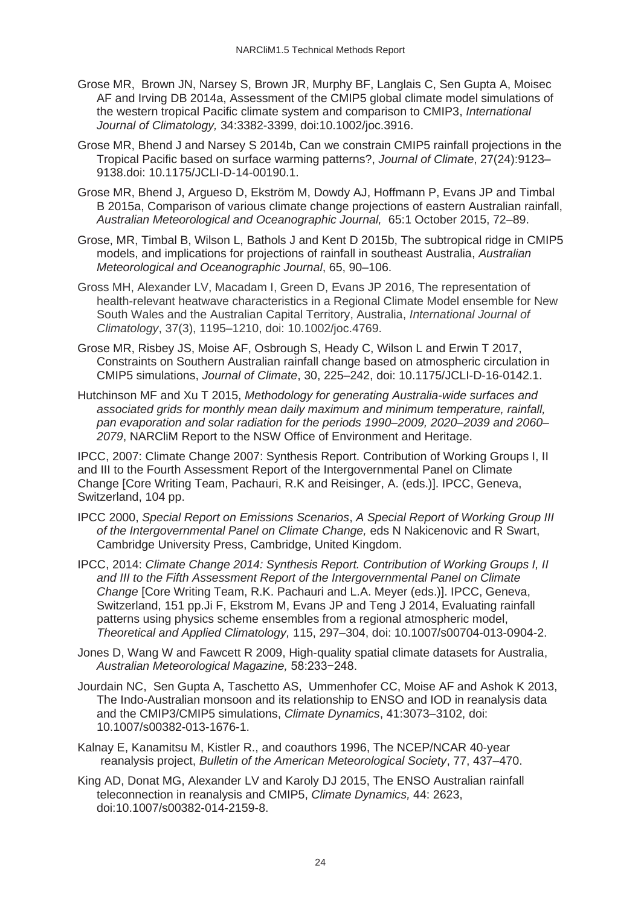Grose MR, Brown JN, Narsey S, Brown JR, Murphy BF, Langlais C, Sen Gupta A, Moisec AF and Irving DB 2014a, Assessment of the CMIP5 global climate model simulations of the western tropical Pacific climate system and comparison to CMIP3, *International Journal of Climatology,* 34:3382-3399, doi:10.1002/joc.3916.

Grose MR, Bhend J and Narsey S 2014b, Can we constrain CMIP5 rainfall projections in the Tropical Pacific based on surface warming patterns?, *Journal of Climate*, 27(24):9123–9138.doi: 10.1175/JCLI-D-14-00190.1.

Grose MR, Bhend J, Argueso D, Ekström M, Dowdy AJ, Hoffmann P, Evans JP and Timbal B 2015a, Comparison of various climate change projections of eastern Australian rainfall, *Australian Meteorological and Oceanographic Journal,* 65:1 October 2015, 72–89.

Grose, MR, Timbal B, Wilson L, Bathols J and Kent D 2015b, The subtropical ridge in CMIP5 models, and implications for projections of rainfall in southeast Australia, *Australian Meteorological and Oceanographic Journal*, 65, 90–106.

Gross MH, Alexander LV, Macadam I, Green D, Evans JP 2016, The representation of health-relevant heatwave characteristics in a Regional Climate Model ensemble for New South Wales and the Australian Capital Territory, Australia, *International Journal of Climatology*, 37(3), 1195–1210, doi: 10.1002/joc.4769.

Grose MR, Risbey JS, Moise AF, Osbrough S, Heady C, Wilson L and Erwin T 2017, Constraints on Southern Australian rainfall change based on atmospheric circulation in CMIP5 simulations, *Journal of Climate*, 30, 225–242, doi: 10.1175/JCLI-D-16-0142.1.

Hutchinson MF and Xu T 2015, *Methodology for generating Australia-wide surfaces and associated grids for monthly mean daily maximum and minimum temperature, rainfall, pan evaporation and solar radiation for the periods 1990–2009, 2020–2039 and 2060–2079*, NARCliM Report to the NSW Office of Environment and Heritage.

IPCC, 2007: Climate Change 2007: Synthesis Report. Contribution of Working Groups I, II and III to the Fourth Assessment Report of the Intergovernmental Panel on Climate Change [Core Writing Team, Pachauri, R.K and Reisinger, A. (eds.)]. IPCC, Geneva, Switzerland, 104 pp.

IPCC 2000, *Special Report on Emissions Scenarios*, *A Special Report of Working Group III of the Intergovernmental Panel on Climate Change,* eds N Nakicenovic and R Swart, Cambridge University Press, Cambridge, United Kingdom.

IPCC, 2014: *Climate Change 2014: Synthesis Report. Contribution of Working Groups I, II and III to the Fifth Assessment Report of the Intergovernmental Panel on Climate Change* [Core Writing Team, R.K. Pachauri and L.A. Meyer (eds.)]. IPCC, Geneva, Switzerland, 151 pp.Ji F, Ekstrom M, Evans JP and Teng J 2014, Evaluating rainfall patterns using physics scheme ensembles from a regional atmospheric model, *Theoretical and Applied Climatology,* 115, 297–304, doi: 10.1007/s00704-013-0904-2.

Jones D, Wang W and Fawcett R 2009, High-quality spatial climate datasets for Australia, *Australian Meteorological Magazine,* 58:233−248.

Jourdain NC, Sen Gupta A, Taschetto AS, Ummenhofer CC, Moise AF and Ashok K 2013, The Indo-Australian monsoon and its relationship to ENSO and IOD in reanalysis data and the CMIP3/CMIP5 simulations, *Climate Dynamics*, 41:3073–3102, doi: 10.1007/s00382-013-1676-1.

Kalnay E, Kanamitsu M, Kistler R., and coauthors 1996, The NCEP/NCAR 40-year reanalysis project, *Bulletin of the American Meteorological Society*, 77, 437–470.

King AD, Donat MG, Alexander LV and Karoly DJ 2015, The ENSO Australian rainfall teleconnection in reanalysis and CMIP5, *Climate Dynamics,* 44: 2623, doi:10.1007/s00382-014-2159-8.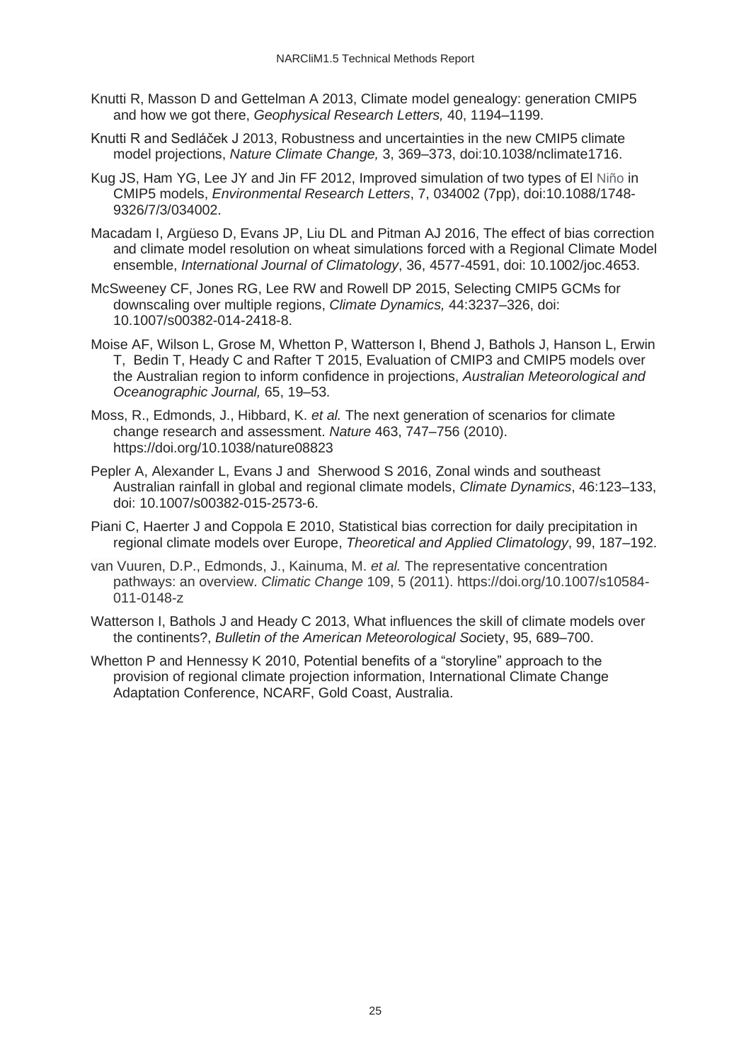Knutti R, Masson D and Gettelman A 2013, Climate model genealogy: generation CMIP5 and how we got there, *Geophysical Research Letters,* 40, 1194–1199.

Knutti R and Sedláček J 2013, Robustness and uncertainties in the new CMIP5 climate model projections, *Nature Climate Change,* 3, 369–373, doi:10.1038/nclimate1716.

Kug JS, Ham YG, Lee JY and Jin FF 2012, Improved simulation of two types of El Niño in CMIP5 models, *Environmental Research Letters*, 7, 034002 (7pp), doi:10.1088/1748-9326/7/3/034002.

Macadam I, Argüeso D, Evans JP, Liu DL and Pitman AJ 2016, The effect of bias correction and climate model resolution on wheat simulations forced with a Regional Climate Model ensemble, *International Journal of Climatology*, 36, 4577-4591, doi: 10.1002/joc.4653.

McSweeney CF, Jones RG, Lee RW and Rowell DP 2015, Selecting CMIP5 GCMs for downscaling over multiple regions, *Climate Dynamics,* 44:3237–326, doi: 10.1007/s00382-014-2418-8.

Moise AF, Wilson L, Grose M, Whetton P, Watterson I, Bhend J, Bathols J, Hanson L, Erwin T, Bedin T, Heady C and Rafter T 2015, Evaluation of CMIP3 and CMIP5 models over the Australian region to inform confidence in projections, *Australian Meteorological and Oceanographic Journal,* 65, 19–53.

Moss, R., Edmonds, J., Hibbard, K. *et al.* The next generation of scenarios for climate change research and assessment. *Nature* 463, 747–756 (2010). https://doi.org/10.1038/nature08823

Pepler A, Alexander L, Evans J and Sherwood S 2016, Zonal winds and southeast Australian rainfall in global and regional climate models, *Climate Dynamics*, 46:123–133, doi: 10.1007/s00382-015-2573-6.

Piani C, Haerter J and Coppola E 2010, Statistical bias correction for daily precipitation in regional climate models over Europe, *Theoretical and Applied Climatology*, 99, 187–192.

van Vuuren, D.P., Edmonds, J., Kainuma, M. *et al.* The representative concentration pathways: an overview. *Climatic Change* 109, 5 (2011). https://doi.org/10.1007/s10584-011-0148-z

Watterson I, Bathols J and Heady C 2013, What influences the skill of climate models over the continents?, *Bulletin of the American Meteorological Soc*iety, 95, 689–700.

Whetton P and Hennessy K 2010, Potential benefits of a "storyline" approach to the provision of regional climate projection information, International Climate Change Adaptation Conference, NCARF, Gold Coast, Australia.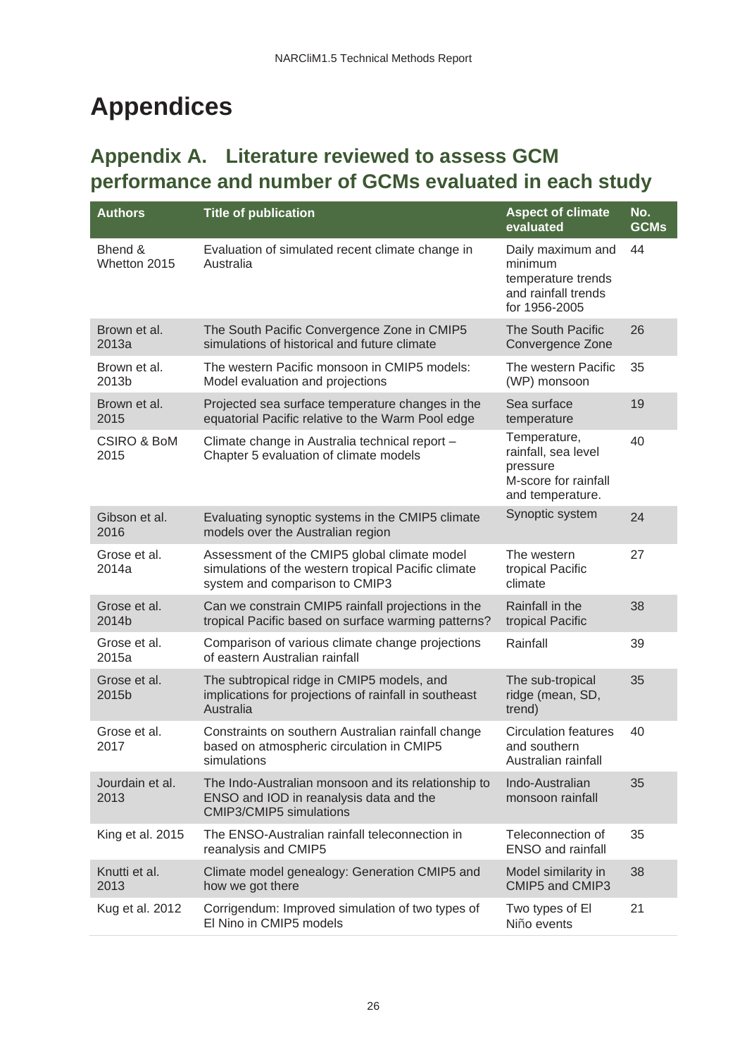# Appendices

## Appendix A. Literature reviewed to assess GCM performance and number of GCMs evaluated in each study

| Authors | Title of publication | Aspect of climate evaluated | No. GCMs |
|---|---|---|---|
| Bhend & Whetton 2015 | Evaluation of simulated recent climate change in Australia | Daily maximum and minimum temperature trends and rainfall trends for 1956-2005 | 44 |
| Brown et al. 2013a | The South Pacific Convergence Zone in CMIP5 simulations of historical and future climate | The South Pacific Convergence Zone | 26 |
| Brown et al. 2013b | The western Pacific monsoon in CMIP5 models: Model evaluation and projections | The western Pacific (WP) monsoon | 35 |
| Brown et al. 2015 | Projected sea surface temperature changes in the equatorial Pacific relative to the Warm Pool edge | Sea surface temperature | 19 |
| CSIRO & BoM 2015 | Climate change in Australia technical report – Chapter 5 evaluation of climate models | Temperature, rainfall, sea level pressure M-score for rainfall and temperature. | 40 |
| Gibson et al. 2016 | Evaluating synoptic systems in the CMIP5 climate models over the Australian region | Synoptic system | 24 |
| Grose et al. 2014a | Assessment of the CMIP5 global climate model simulations of the western tropical Pacific climate system and comparison to CMIP3 | The western tropical Pacific climate | 27 |
| Grose et al. 2014b | Can we constrain CMIP5 rainfall projections in the tropical Pacific based on surface warming patterns? | Rainfall in the tropical Pacific | 38 |
| Grose et al. 2015a | Comparison of various climate change projections of eastern Australian rainfall | Rainfall | 39 |
| Grose et al. 2015b | The subtropical ridge in CMIP5 models, and implications for projections of rainfall in southeast Australia | The sub-tropical ridge (mean, SD, trend) | 35 |
| Grose et al. 2017 | Constraints on southern Australian rainfall change based on atmospheric circulation in CMIP5 simulations | Circulation features and southern Australian rainfall | 40 |
| Jourdain et al. 2013 | The Indo-Australian monsoon and its relationship to ENSO and IOD in reanalysis data and the CMIP3/CMIP5 simulations | Indo-Australian monsoon rainfall | 35 |
| King et al. 2015 | The ENSO-Australian rainfall teleconnection in reanalysis and CMIP5 | Teleconnection of ENSO and rainfall | 35 |
| Knutti et al. 2013 | Climate model genealogy: Generation CMIP5 and how we got there | Model similarity in CMIP5 and CMIP3 | 38 |
| Kug et al. 2012 | Corrigendum: Improved simulation of two types of El Nino in CMIP5 models | Two types of El Niño events | 21 |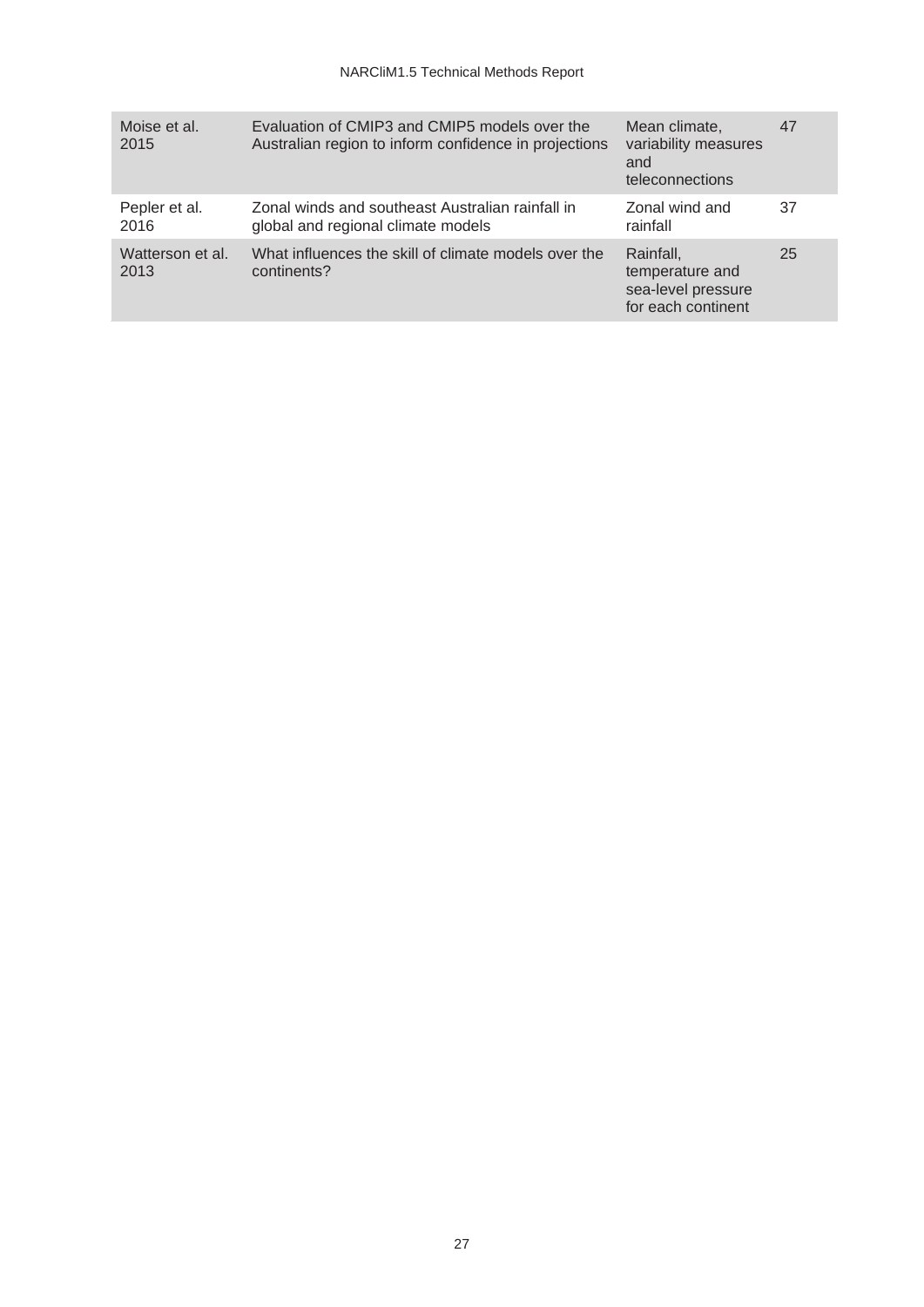| | | | |
|---|---|---|---|
| Moise et al. 2015 | Evaluation of CMIP3 and CMIP5 models over the Australian region to inform confidence in projections | Mean climate, variability measures and teleconnections | 47 |
| Pepler et al. 2016 | Zonal winds and southeast Australian rainfall in global and regional climate models | Zonal wind and rainfall | 37 |
| Watterson et al. 2013 | What influences the skill of climate models over the continents? | Rainfall, temperature and sea-level pressure for each continent | 25 |